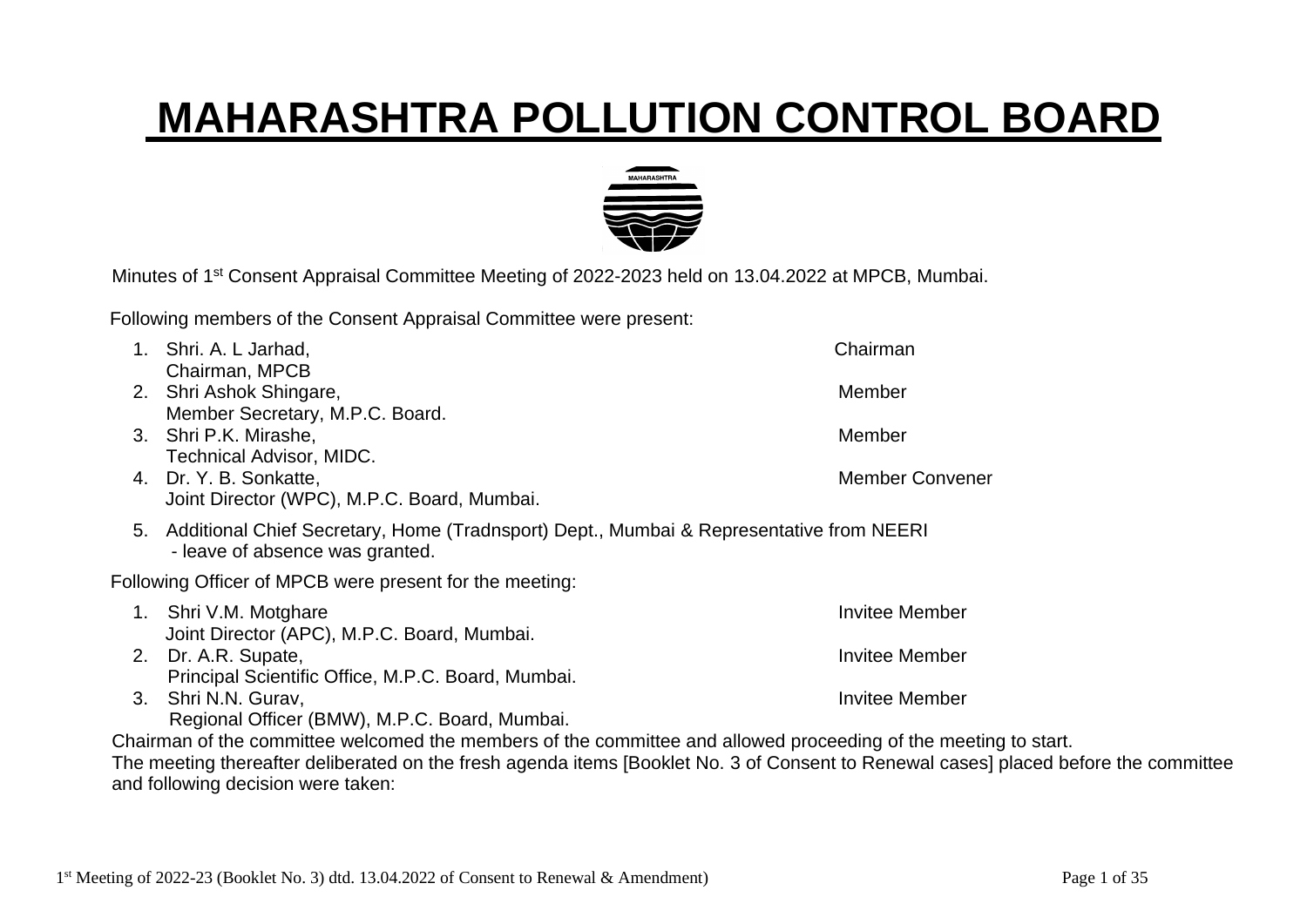# MAHARASHTRA POLLUTION CONTROL BOARD

Minutes of 1st Consent Appraisal Committee Meeting of 2022-2023 held on 13.04.2022 at MPCB, Mumbai.

Following members of the Consent Appraisal Committee were present:

1. Shri. A. L Jarhad, Chairman, MPCB — Chairman
2. Shri Ashok Shingare, Member Secretary, M.P.C. Board. — Member
3. Shri P.K. Mirashe, Technical Advisor, MIDC. — Member
4. Dr. Y. B. Sonkatte, Joint Director (WPC), M.P.C. Board, Mumbai. — Member Convener
5. Additional Chief Secretary, Home (Tradnsport) Dept., Mumbai & Representative from NEERI - leave of absence was granted.

Following Officer of MPCB were present for the meeting:

1. Shri V.M. Motghare, Joint Director (APC), M.P.C. Board, Mumbai. — Invitee Member
2. Dr. A.R. Supate, Principal Scientific Office, M.P.C. Board, Mumbai. — Invitee Member
3. Shri N.N. Gurav, Regional Officer (BMW), M.P.C. Board, Mumbai. — Invitee Member

Chairman of the committee welcomed the members of the committee and allowed proceeding of the meeting to start.

The meeting thereafter deliberated on the fresh agenda items [Booklet No. 3 of Consent to Renewal cases] placed before the committee and following decision were taken: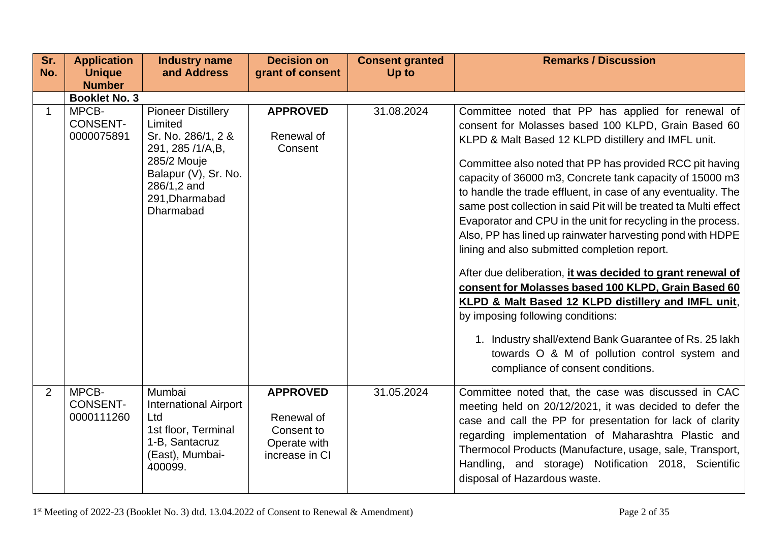| Sr. No. | Application Unique Number | Industry name and Address | Decision on grant of consent | Consent granted Up to | Remarks / Discussion |
|---|---|---|---|---|---|
| | **Booklet No. 3** | | | | |
| 1 | MPCB-CONSENT-0000075891 | Pioneer Distillery Limited<br>Sr. No. 286/1, 2 & 291, 285 /1/A,B, 285/2 Mouje Balapur (V), Sr. No. 286/1,2 and 291,Dharmabad Dharmabad | **APPROVED**<br><br>Renewal of Consent | 31.08.2024 | Committee noted that PP has applied for renewal of consent for Molasses based 100 KLPD, Grain Based 60 KLPD & Malt Based 12 KLPD distillery and IMFL unit.<br><br>Committee also noted that PP has provided RCC pit having capacity of 36000 m3, Concrete tank capacity of 15000 m3 to handle the trade effluent, in case of any eventuality. The same post collection in said Pit will be treated ta Multi effect Evaporator and CPU in the unit for recycling in the process. Also, PP has lined up rainwater harvesting pond with HDPE lining and also submitted completion report.<br><br>After due deliberation, **it was decided to grant renewal of consent for Molasses based 100 KLPD, Grain Based 60 KLPD & Malt Based 12 KLPD distillery and IMFL unit**, by imposing following conditions:<br><br>1. Industry shall/extend Bank Guarantee of Rs. 25 lakh towards O & M of pollution control system and compliance of consent conditions. |
| 2 | MPCB-CONSENT-0000111260 | Mumbai International Airport Ltd<br>1st floor, Terminal 1-B, Santacruz (East), Mumbai-400099. | **APPROVED**<br><br>Renewal of Consent to Operate with increase in CI | 31.05.2024 | Committee noted that, the case was discussed in CAC meeting held on 20/12/2021, it was decided to defer the case and call the PP for presentation for lack of clarity regarding implementation of Maharashtra Plastic and Thermocol Products (Manufacture, usage, sale, Transport, Handling, and storage) Notification 2018, Scientific disposal of Hazardous waste. |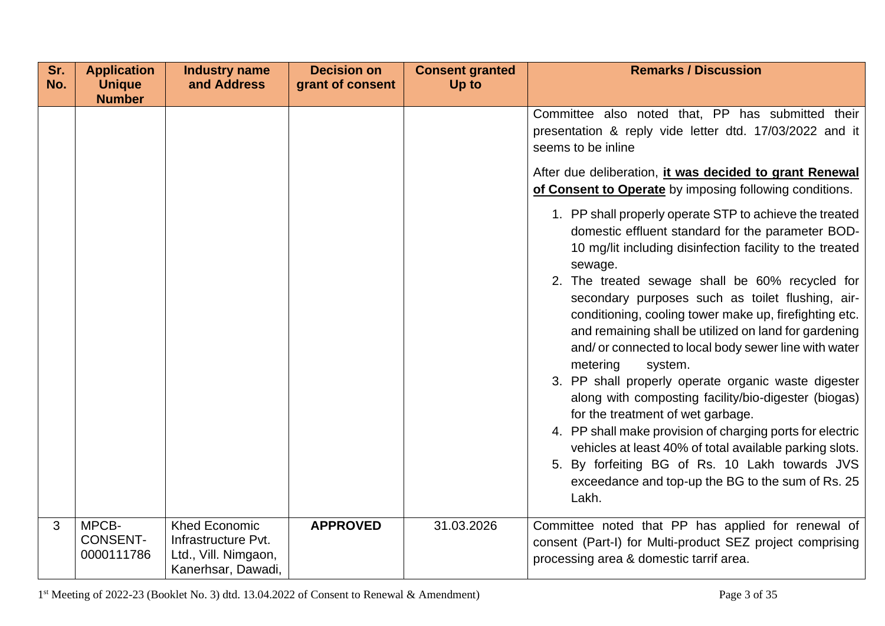| Sr. No. | Application Unique Number | Industry name and Address | Decision on grant of consent | Consent granted Up to | Remarks / Discussion |
|---|---|---|---|---|---|
| | | | | | Committee also noted that, PP has submitted their presentation & reply vide letter dtd. 17/03/2022 and it seems to be inline<br><br>After due deliberation, **it was decided to grant Renewal of Consent to Operate** by imposing following conditions.<br><br>1. PP shall properly operate STP to achieve the treated domestic effluent standard for the parameter BOD-10 mg/lit including disinfection facility to the treated sewage.<br>2. The treated sewage shall be 60% recycled for secondary purposes such as toilet flushing, air-conditioning, cooling tower make up, firefighting etc. and remaining shall be utilized on land for gardening and/ or connected to local body sewer line with water metering system.<br>3. PP shall properly operate organic waste digester along with composting facility/bio-digester (biogas) for the treatment of wet garbage.<br>4. PP shall make provision of charging ports for electric vehicles at least 40% of total available parking slots.<br>5. By forfeiting BG of Rs. 10 Lakh towards JVS exceedance and top-up the BG to the sum of Rs. 25 Lakh. |
| 3 | MPCB-CONSENT-0000111786 | Khed Economic Infrastructure Pvt. Ltd., Vill. Nimgaon, Kanerhsar, Dawadi, | **APPROVED** | 31.03.2026 | Committee noted that PP has applied for renewal of consent (Part-I) for Multi-product SEZ project comprising processing area & domestic tarrif area. |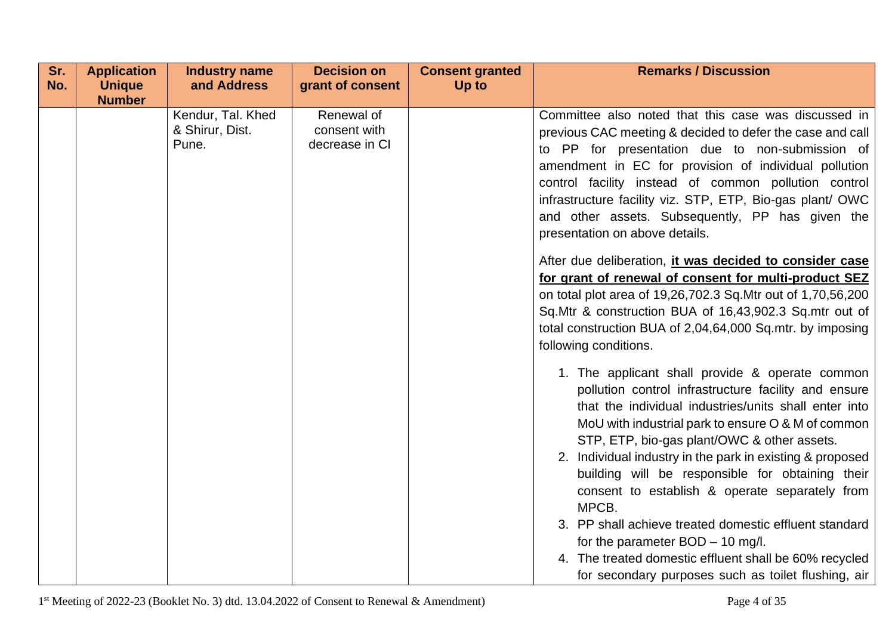| Sr. No. | Application Unique Number | Industry name and Address | Decision on grant of consent | Consent granted Up to | Remarks / Discussion |
|---|---|---|---|---|---|
| | | Kendur, Tal. Khed & Shirur, Dist. Pune. | Renewal of consent with decrease in CI | | Committee also noted that this case was discussed in previous CAC meeting & decided to defer the case and call to PP for presentation due to non-submission of amendment in EC for provision of individual pollution control facility instead of common pollution control infrastructure facility viz. STP, ETP, Bio-gas plant/ OWC and other assets. Subsequently, PP has given the presentation on above details.<br><br>After due deliberation, **<u>it was decided to consider case for grant of renewal of consent for multi-product SEZ</u>** on total plot area of 19,26,702.3 Sq.Mtr out of 1,70,56,200 Sq.Mtr & construction BUA of 16,43,902.3 Sq.mtr out of total construction BUA of 2,04,64,000 Sq.mtr. by imposing following conditions.<br><br>1. The applicant shall provide & operate common pollution control infrastructure facility and ensure that the individual industries/units shall enter into MoU with industrial park to ensure O & M of common STP, ETP, bio-gas plant/OWC & other assets.<br>2. Individual industry in the park in existing & proposed building will be responsible for obtaining their consent to establish & operate separately from MPCB.<br>3. PP shall achieve treated domestic effluent standard for the parameter BOD – 10 mg/l.<br>4. The treated domestic effluent shall be 60% recycled for secondary purposes such as toilet flushing, air |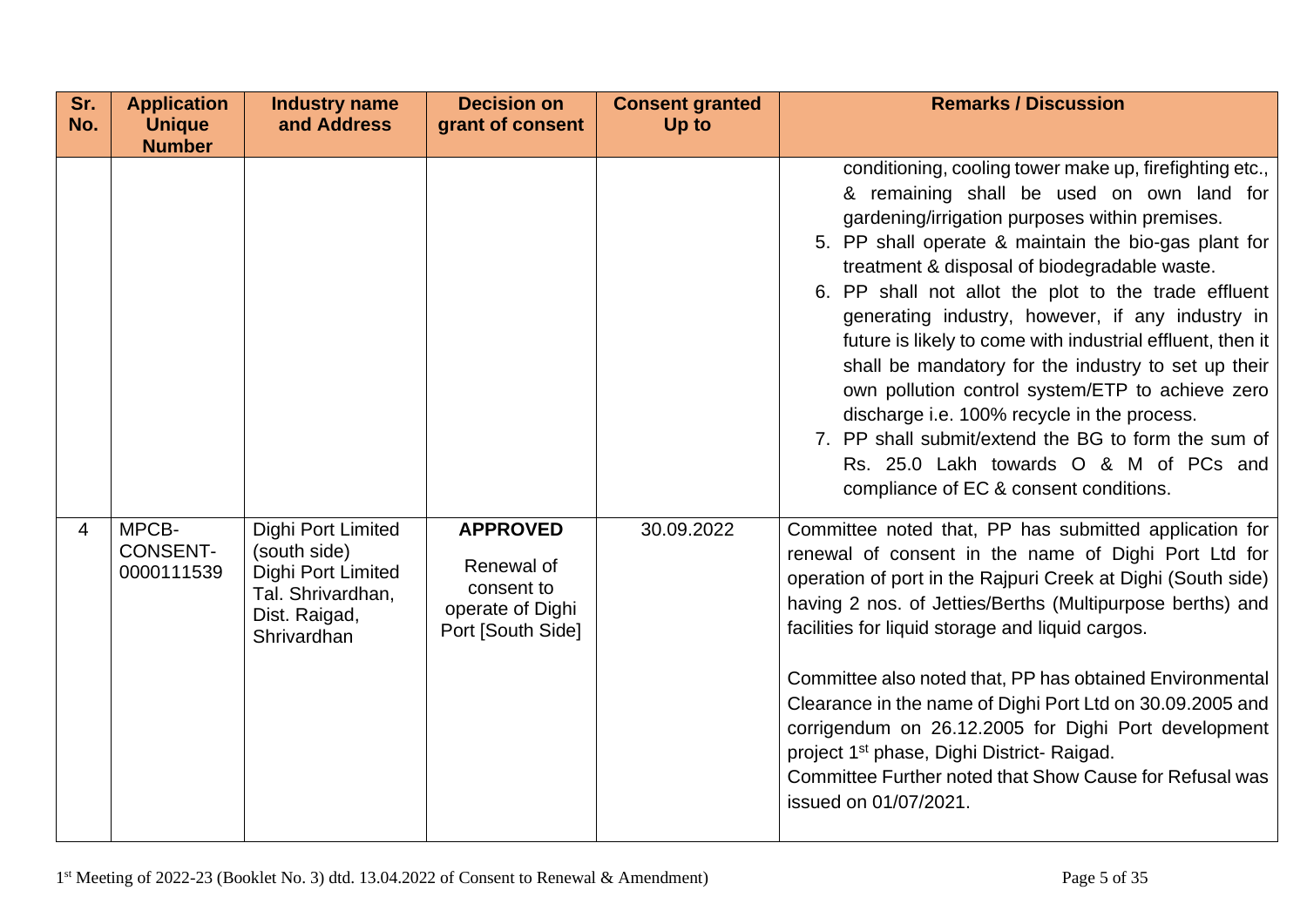| Sr. No. | Application Unique Number | Industry name and Address | Decision on grant of consent | Consent granted Up to | Remarks / Discussion |
|---|---|---|---|---|---|
| | | | | | conditioning, cooling tower make up, firefighting etc., & remaining shall be used on own land for gardening/irrigation purposes within premises.<br>5. PP shall operate & maintain the bio-gas plant for treatment & disposal of biodegradable waste.<br>6. PP shall not allot the plot to the trade effluent generating industry, however, if any industry in future is likely to come with industrial effluent, then it shall be mandatory for the industry to set up their own pollution control system/ETP to achieve zero discharge i.e. 100% recycle in the process.<br>7. PP shall submit/extend the BG to form the sum of Rs. 25.0 Lakh towards O & M of PCs and compliance of EC & consent conditions. |
| 4 | MPCB-CONSENT-0000111539 | Dighi Port Limited (south side) Dighi Port Limited Tal. Shrivardhan, Dist. Raigad, Shrivardhan | **APPROVED**<br>Renewal of consent to operate of Dighi Port [South Side] | 30.09.2022 | Committee noted that, PP has submitted application for renewal of consent in the name of Dighi Port Ltd for operation of port in the Rajpuri Creek at Dighi (South side) having 2 nos. of Jetties/Berths (Multipurpose berths) and facilities for liquid storage and liquid cargos.<br><br>Committee also noted that, PP has obtained Environmental Clearance in the name of Dighi Port Ltd on 30.09.2005 and corrigendum on 26.12.2005 for Dighi Port development project 1st phase, Dighi District- Raigad.<br>Committee Further noted that Show Cause for Refusal was issued on 01/07/2021. |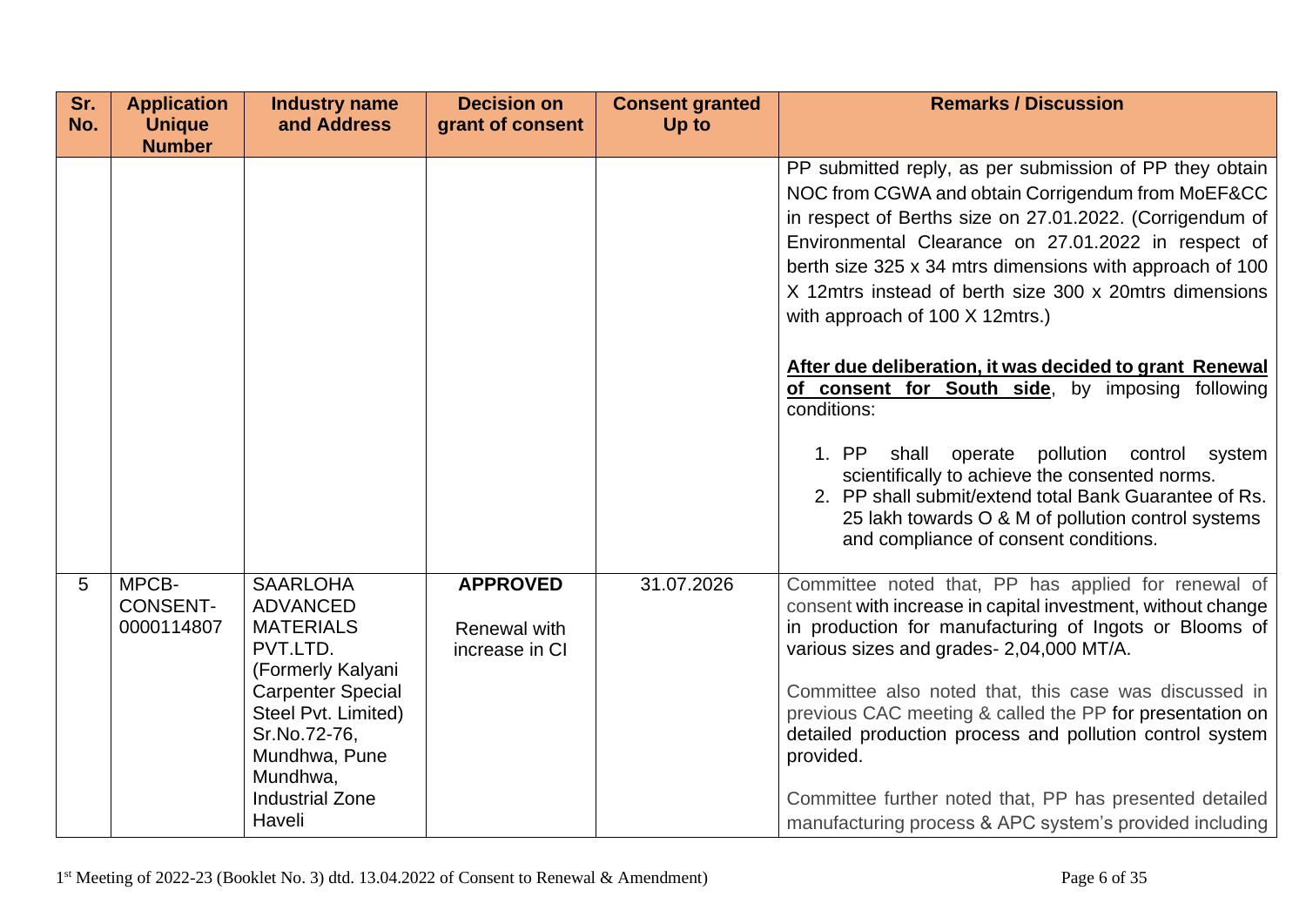| Sr. No. | Application Unique Number | Industry name and Address | Decision on grant of consent | Consent granted Up to | Remarks / Discussion |
|---|---|---|---|---|---|
| | | | | | PP submitted reply, as per submission of PP they obtain NOC from CGWA and obtain Corrigendum from MoEF&CC in respect of Berths size on 27.01.2022. (Corrigendum of Environmental Clearance on 27.01.2022 in respect of berth size 325 x 34 mtrs dimensions with approach of 100 X 12mtrs instead of berth size 300 x 20mtrs dimensions with approach of 100 X 12mtrs.)<br><br>**After due deliberation, it was decided to grant Renewal of consent for South side**, by imposing following conditions:<br><br>1. PP shall operate pollution control system scientifically to achieve the consented norms.<br>2. PP shall submit/extend total Bank Guarantee of Rs. 25 lakh towards O & M of pollution control systems and compliance of consent conditions. |
| 5 | MPCB-CONSENT-0000114807 | SAARLOHA ADVANCED MATERIALS PVT.LTD. (Formerly Kalyani Carpenter Special Steel Pvt. Limited) Sr.No.72-76, Mundhwa, Pune Mundhwa, Industrial Zone Haveli | **APPROVED**<br><br>Renewal with increase in CI | 31.07.2026 | Committee noted that, PP has applied for renewal of consent with increase in capital investment, without change in production for manufacturing of Ingots or Blooms of various sizes and grades- 2,04,000 MT/A.<br><br>Committee also noted that, this case was discussed in previous CAC meeting & called the PP for presentation on detailed production process and pollution control system provided.<br><br>Committee further noted that, PP has presented detailed manufacturing process & APC system's provided including |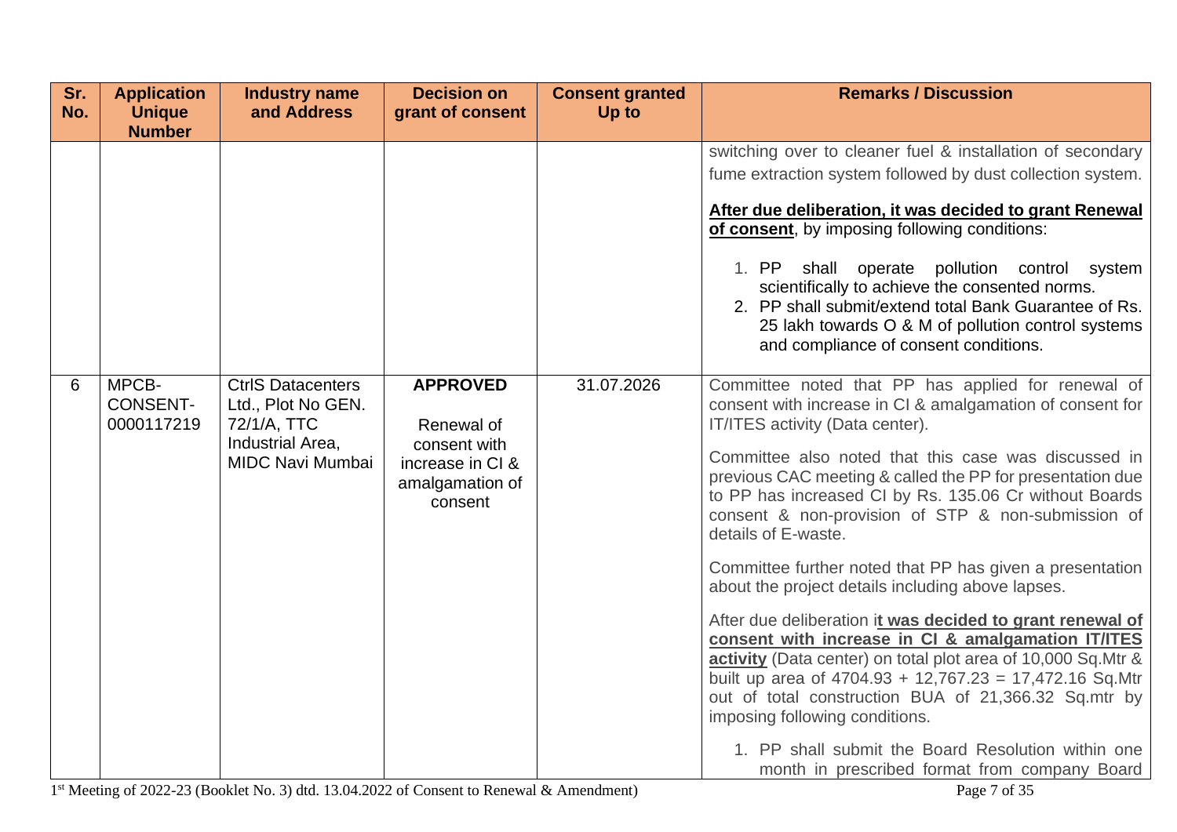| Sr. No. | Application Unique Number | Industry name and Address | Decision on grant of consent | Consent granted Up to | Remarks / Discussion |
|---|---|---|---|---|---|
| | | | | | switching over to cleaner fuel & installation of secondary fume extraction system followed by dust collection system.<br><br>**After due deliberation, it was decided to grant Renewal of consent**, by imposing following conditions:<br><br>1. PP shall operate pollution control system scientifically to achieve the consented norms.<br>2. PP shall submit/extend total Bank Guarantee of Rs. 25 lakh towards O & M of pollution control systems and compliance of consent conditions. |
| 6 | MPCB-CONSENT-0000117219 | CtrlS Datacenters Ltd., Plot No GEN. 72/1/A, TTC Industrial Area, MIDC Navi Mumbai | **APPROVED**<br><br>Renewal of consent with increase in CI & amalgamation of consent | 31.07.2026 | Committee noted that PP has applied for renewal of consent with increase in CI & amalgamation of consent for IT/ITES activity (Data center).<br><br>Committee also noted that this case was discussed in previous CAC meeting & called the PP for presentation due to PP has increased CI by Rs. 135.06 Cr without Boards consent & non-provision of STP & non-submission of details of E-waste.<br><br>Committee further noted that PP has given a presentation about the project details including above lapses.<br><br>After due deliberation i**t was decided to grant renewal of consent with increase in CI & amalgamation IT/ITES activity** (Data center) on total plot area of 10,000 Sq.Mtr & built up area of 4704.93 + 12,767.23 = 17,472.16 Sq.Mtr out of total construction BUA of 21,366.32 Sq.mtr by imposing following conditions.<br><br>1. PP shall submit the Board Resolution within one month in prescribed format from company Board |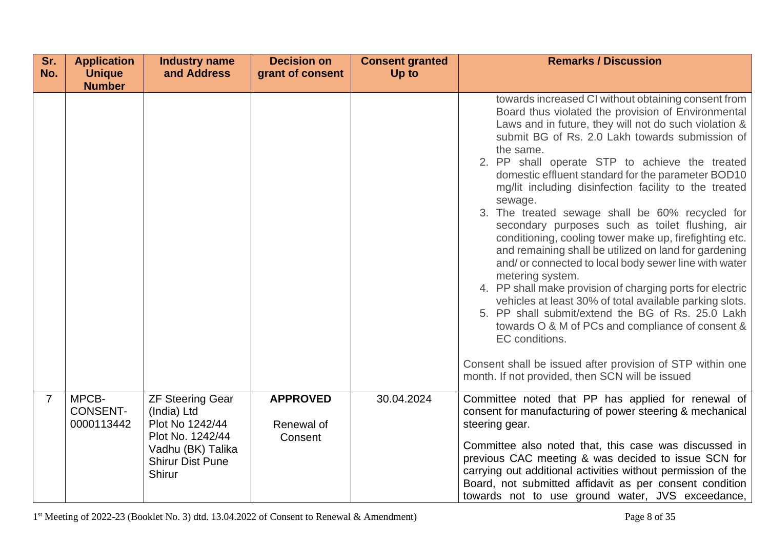| Sr. No. | Application Unique Number | Industry name and Address | Decision on grant of consent | Consent granted Up to | Remarks / Discussion |
|---|---|---|---|---|---|
| | | | | | towards increased CI without obtaining consent from Board thus violated the provision of Environmental Laws and in future, they will not do such violation & submit BG of Rs. 2.0 Lakh towards submission of the same.<br>2. PP shall operate STP to achieve the treated domestic effluent standard for the parameter BOD10 mg/lit including disinfection facility to the treated sewage.<br>3. The treated sewage shall be 60% recycled for secondary purposes such as toilet flushing, air conditioning, cooling tower make up, firefighting etc. and remaining shall be utilized on land for gardening and/ or connected to local body sewer line with water metering system.<br>4. PP shall make provision of charging ports for electric vehicles at least 30% of total available parking slots.<br>5. PP shall submit/extend the BG of Rs. 25.0 Lakh towards O & M of PCs and compliance of consent & EC conditions.<br><br>Consent shall be issued after provision of STP within one month. If not provided, then SCN will be issued |
| 7 | MPCB-CONSENT-0000113442 | ZF Steering Gear (India) Ltd<br>Plot No 1242/44<br>Plot No. 1242/44<br>Vadhu (BK) Talika<br>Shirur Dist Pune<br>Shirur | **APPROVED**<br><br>Renewal of Consent | 30.04.2024 | Committee noted that PP has applied for renewal of consent for manufacturing of power steering & mechanical steering gear.<br><br>Committee also noted that, this case was discussed in previous CAC meeting & was decided to issue SCN for carrying out additional activities without permission of the Board, not submitted affidavit as per consent condition towards not to use ground water, JVS exceedance, |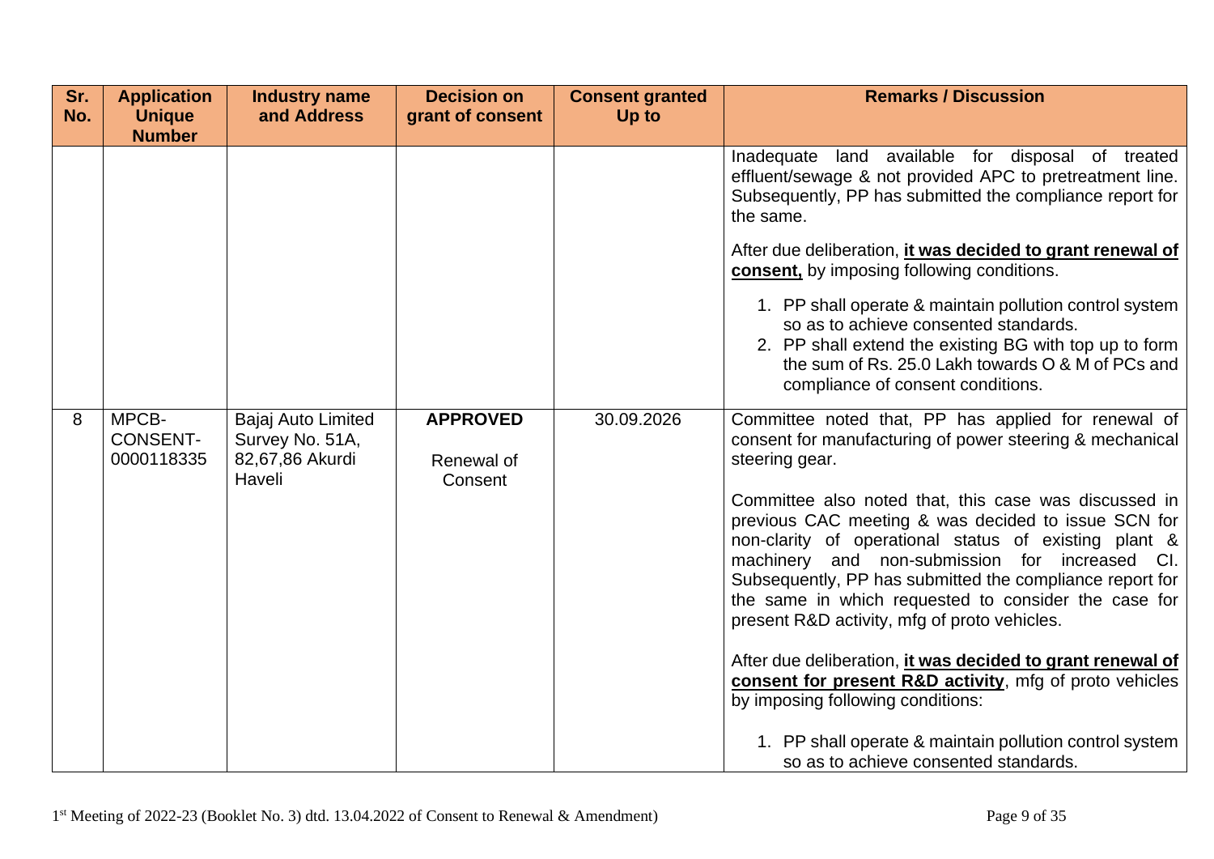| Sr. No. | Application Unique Number | Industry name and Address | Decision on grant of consent | Consent granted Up to | Remarks / Discussion |
|---|---|---|---|---|---|
| | | | | | Inadequate land available for disposal of treated effluent/sewage & not provided APC to pretreatment line. Subsequently, PP has submitted the compliance report for the same.<br><br>After due deliberation, <u>**it was decided to grant renewal of consent,**</u> by imposing following conditions.<br><br>1. PP shall operate & maintain pollution control system so as to achieve consented standards.<br>2. PP shall extend the existing BG with top up to form the sum of Rs. 25.0 Lakh towards O & M of PCs and compliance of consent conditions. |
| 8 | MPCB-CONSENT-0000118335 | Bajaj Auto Limited Survey No. 51A, 82,67,86 Akurdi Haveli | **APPROVED**<br><br>Renewal of Consent | 30.09.2026 | Committee noted that, PP has applied for renewal of consent for manufacturing of power steering & mechanical steering gear.<br><br>Committee also noted that, this case was discussed in previous CAC meeting & was decided to issue SCN for non-clarity of operational status of existing plant & machinery and non-submission for increased CI. Subsequently, PP has submitted the compliance report for the same in which requested to consider the case for present R&D activity, mfg of proto vehicles.<br><br>After due deliberation, <u>**it was decided to grant renewal of consent for present R&D activity**</u>, mfg of proto vehicles by imposing following conditions:<br><br>1. PP shall operate & maintain pollution control system so as to achieve consented standards. |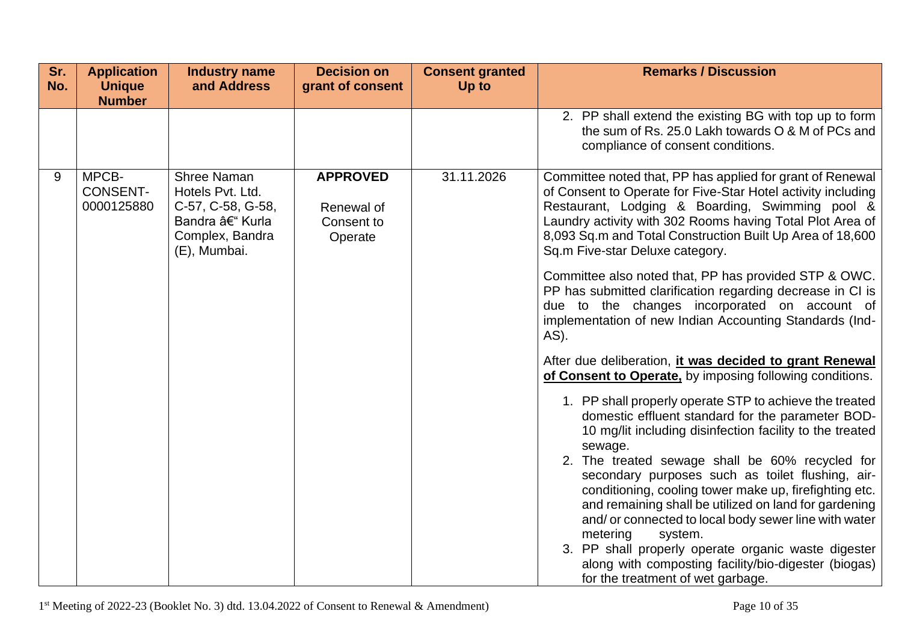| Sr. No. | Application Unique Number | Industry name and Address | Decision on grant of consent | Consent granted Up to | Remarks / Discussion |
|---|---|---|---|---|---|
| | | | | | 2. PP shall extend the existing BG with top up to form the sum of Rs. 25.0 Lakh towards O & M of PCs and compliance of consent conditions. |
| 9 | MPCB-CONSENT-0000125880 | Shree Naman Hotels Pvt. Ltd. C-57, C-58, G-58, Bandra â€“ Kurla Complex, Bandra (E), Mumbai. | **APPROVED** Renewal of Consent to Operate | 31.11.2026 | Committee noted that, PP has applied for grant of Renewal of Consent to Operate for Five-Star Hotel activity including Restaurant, Lodging & Boarding, Swimming pool & Laundry activity with 302 Rooms having Total Plot Area of 8,093 Sq.m and Total Construction Built Up Area of 18,600 Sq.m Five-star Deluxe category.<br><br>Committee also noted that, PP has provided STP & OWC. PP has submitted clarification regarding decrease in CI is due to the changes incorporated on account of implementation of new Indian Accounting Standards (Ind-AS).<br><br>After due deliberation, **it was decided to grant Renewal of Consent to Operate,** by imposing following conditions.<br><br>1. PP shall properly operate STP to achieve the treated domestic effluent standard for the parameter BOD-10 mg/lit including disinfection facility to the treated sewage.<br>2. The treated sewage shall be 60% recycled for secondary purposes such as toilet flushing, air-conditioning, cooling tower make up, firefighting etc. and remaining shall be utilized on land for gardening and/ or connected to local body sewer line with water metering system.<br>3. PP shall properly operate organic waste digester along with composting facility/bio-digester (biogas) for the treatment of wet garbage. |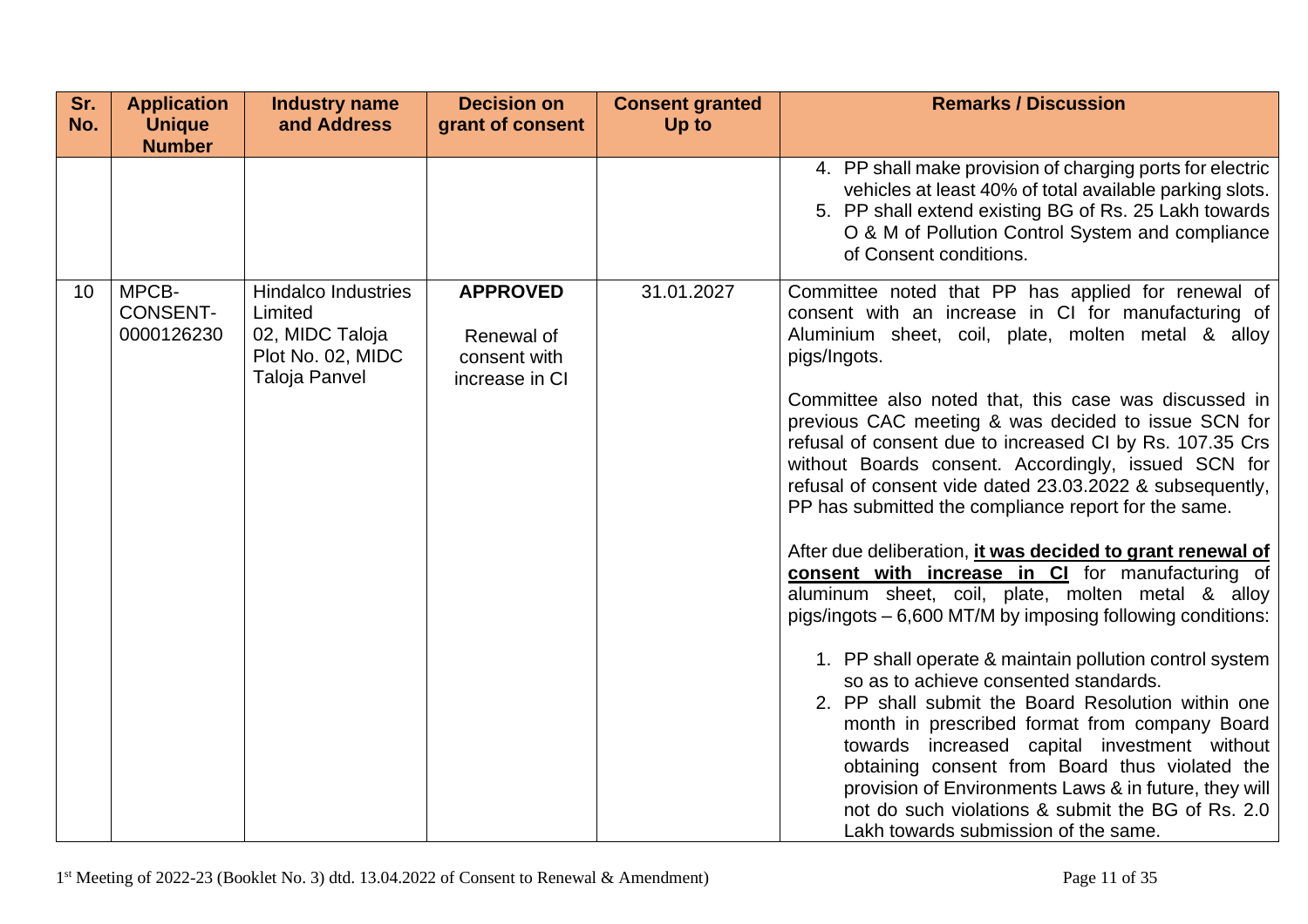| Sr. No. | Application Unique Number | Industry name and Address | Decision on grant of consent | Consent granted Up to | Remarks / Discussion |
|---|---|---|---|---|---|
| | | | | | 4. PP shall make provision of charging ports for electric vehicles at least 40% of total available parking slots.<br>5. PP shall extend existing BG of Rs. 25 Lakh towards O & M of Pollution Control System and compliance of Consent conditions. |
| 10 | MPCB-CONSENT-0000126230 | Hindalco Industries Limited 02, MIDC Taloja Plot No. 02, MIDC Taloja Panvel | **APPROVED**<br><br>Renewal of consent with increase in CI | 31.01.2027 | Committee noted that PP has applied for renewal of consent with an increase in CI for manufacturing of Aluminium sheet, coil, plate, molten metal & alloy pigs/Ingots.<br><br>Committee also noted that, this case was discussed in previous CAC meeting & was decided to issue SCN for refusal of consent due to increased CI by Rs. 107.35 Crs without Boards consent. Accordingly, issued SCN for refusal of consent vide dated 23.03.2022 & subsequently, PP has submitted the compliance report for the same.<br><br>After due deliberation, **it was decided to grant renewal of consent with increase in CI** for manufacturing of aluminum sheet, coil, plate, molten metal & alloy pigs/ingots – 6,600 MT/M by imposing following conditions:<br><br>1. PP shall operate & maintain pollution control system so as to achieve consented standards.<br>2. PP shall submit the Board Resolution within one month in prescribed format from company Board towards increased capital investment without obtaining consent from Board thus violated the provision of Environments Laws & in future, they will not do such violations & submit the BG of Rs. 2.0 Lakh towards submission of the same. |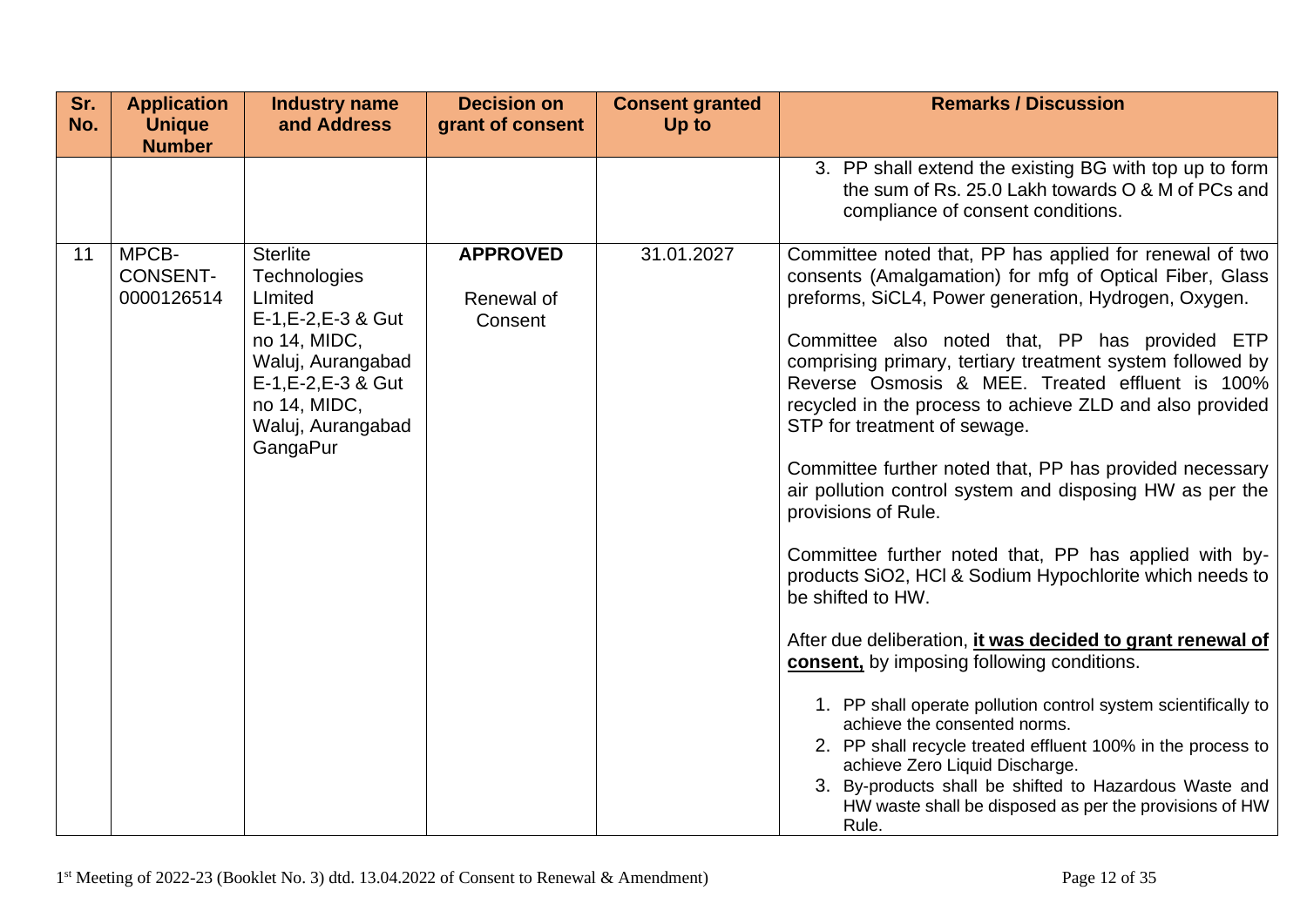| Sr. No. | Application Unique Number | Industry name and Address | Decision on grant of consent | Consent granted Up to | Remarks / Discussion |
|---|---|---|---|---|---|
| | | | | | 3. PP shall extend the existing BG with top up to form the sum of Rs. 25.0 Lakh towards O & M of PCs and compliance of consent conditions. |
| 11 | MPCB-CONSENT-0000126514 | Sterlite Technologies LImited E-1,E-2,E-3 & Gut no 14, MIDC, Waluj, Aurangabad E-1,E-2,E-3 & Gut no 14, MIDC, Waluj, Aurangabad GangaPur | **APPROVED** Renewal of Consent | 31.01.2027 | Committee noted that, PP has applied for renewal of two consents (Amalgamation) for mfg of Optical Fiber, Glass preforms, $SiCL_4$, Power generation, Hydrogen, Oxygen.<br><br>Committee also noted that, PP has provided ETP comprising primary, tertiary treatment system followed by Reverse Osmosis & MEE. Treated effluent is 100% recycled in the process to achieve ZLD and also provided STP for treatment of sewage.<br><br>Committee further noted that, PP has provided necessary air pollution control system and disposing HW as per the provisions of Rule.<br><br>Committee further noted that, PP has applied with by-products $SiO_2$, HCl & Sodium Hypochlorite which needs to be shifted to HW.<br><br>After due deliberation, **it was decided to grant renewal of consent,** by imposing following conditions.<br><br>1. PP shall operate pollution control system scientifically to achieve the consented norms.<br>2. PP shall recycle treated effluent 100% in the process to achieve Zero Liquid Discharge.<br>3. By-products shall be shifted to Hazardous Waste and HW waste shall be disposed as per the provisions of HW Rule. |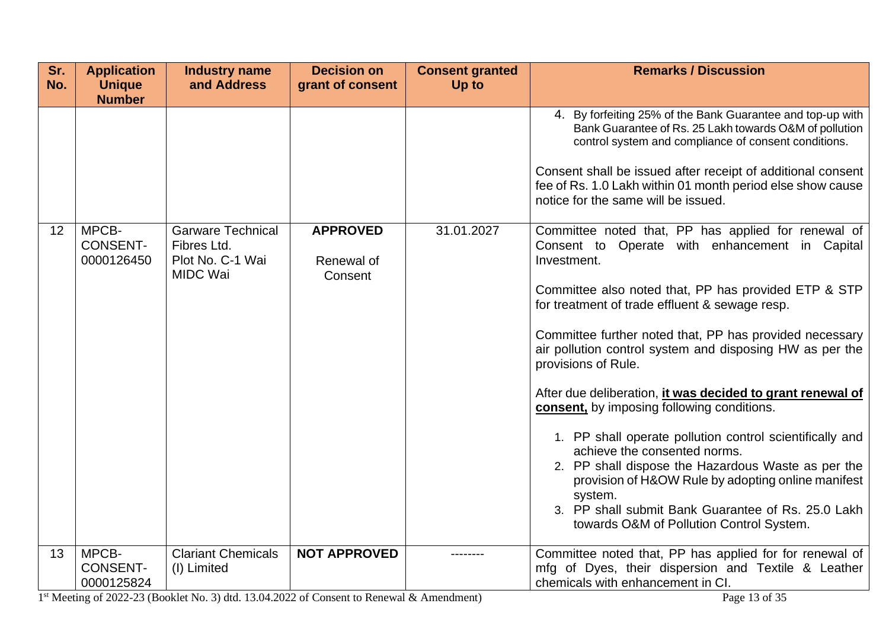| Sr. No. | Application Unique Number | Industry name and Address | Decision on grant of consent | Consent granted Up to | Remarks / Discussion |
|---|---|---|---|---|---|
| | | | | | 4. By forfeiting 25% of the Bank Guarantee and top-up with Bank Guarantee of Rs. 25 Lakh towards O&M of pollution control system and compliance of consent conditions.<br><br>Consent shall be issued after receipt of additional consent fee of Rs. 1.0 Lakh within 01 month period else show cause notice for the same will be issued. |
| 12 | MPCB-CONSENT-0000126450 | Garware Technical Fibres Ltd. Plot No. C-1 Wai MIDC Wai | **APPROVED**<br><br>Renewal of Consent | 31.01.2027 | Committee noted that, PP has applied for renewal of Consent to Operate with enhancement in Capital Investment.<br><br>Committee also noted that, PP has provided ETP & STP for treatment of trade effluent & sewage resp.<br><br>Committee further noted that, PP has provided necessary air pollution control system and disposing HW as per the provisions of Rule.<br><br>After due deliberation, **it was decided to grant renewal of consent,** by imposing following conditions.<br><br>1. PP shall operate pollution control scientifically and achieve the consented norms.<br>2. PP shall dispose the Hazardous Waste as per the provision of H&OW Rule by adopting online manifest system.<br>3. PP shall submit Bank Guarantee of Rs. 25.0 Lakh towards O&M of Pollution Control System. |
| 13 | MPCB-CONSENT-0000125824 | Clariant Chemicals (I) Limited | **NOT APPROVED** | -------- | Committee noted that, PP has applied for for renewal of mfg of Dyes, their dispersion and Textile & Leather chemicals with enhancement in CI. |

1[st] Meeting of 2022-23 (Booklet No. 3) dtd. 13.04.2022 of Consent to Renewal & Amendment)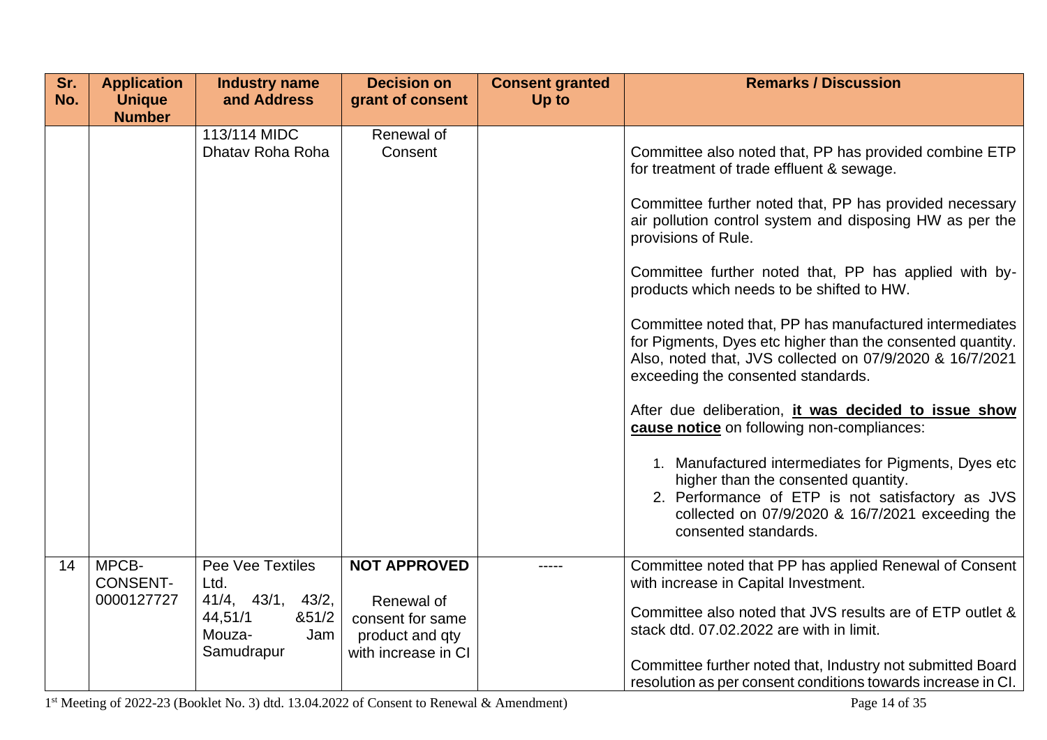| Sr. No. | Application Unique Number | Industry name and Address | Decision on grant of consent | Consent granted Up to | Remarks / Discussion |
|---|---|---|---|---|---|
| | | 113/114 MIDC Dhatav Roha Roha | Renewal of Consent | | Committee also noted that, PP has provided combine ETP for treatment of trade effluent & sewage.<br><br>Committee further noted that, PP has provided necessary air pollution control system and disposing HW as per the provisions of Rule.<br><br>Committee further noted that, PP has applied with by-products which needs to be shifted to HW.<br><br>Committee noted that, PP has manufactured intermediates for Pigments, Dyes etc higher than the consented quantity. Also, noted that, JVS collected on 07/9/2020 & 16/7/2021 exceeding the consented standards.<br><br>After due deliberation, **it was decided to issue show cause notice** on following non-compliances:<br><br>1. Manufactured intermediates for Pigments, Dyes etc higher than the consented quantity.<br>2. Performance of ETP is not satisfactory as JVS collected on 07/9/2020 & 16/7/2021 exceeding the consented standards. |
| 14 | MPCB-CONSENT-0000127727 | Pee Vee Textiles Ltd.<br>41/4, 43/1, 43/2, 44,51/1 &51/2 Mouza- Jam Samudrapur | **NOT APPROVED**<br><br>Renewal of consent for same product and qty with increase in CI | ----- | Committee noted that PP has applied Renewal of Consent with increase in Capital Investment.<br><br>Committee also noted that JVS results are of ETP outlet & stack dtd. 07.02.2022 are with in limit.<br><br>Committee further noted that, Industry not submitted Board resolution as per consent conditions towards increase in CI. |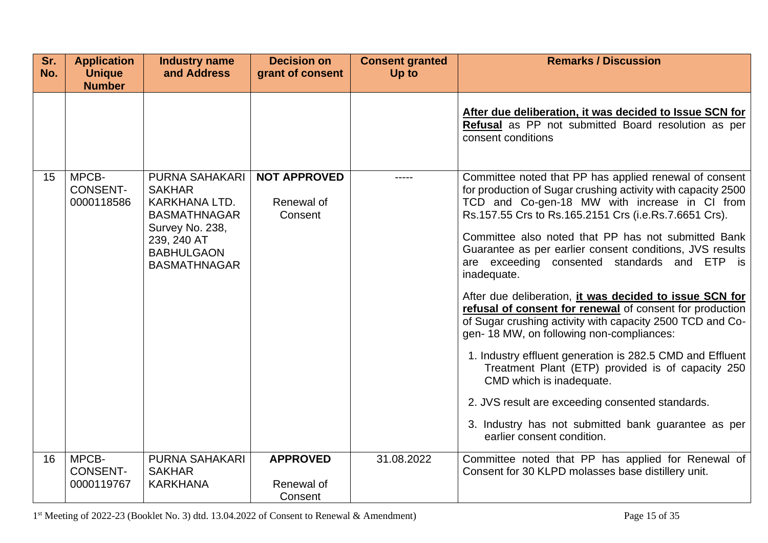| Sr. No. | Application Unique Number | Industry name and Address | Decision on grant of consent | Consent granted Up to | Remarks / Discussion |
|---|---|---|---|---|---|
| | | | | | **After due deliberation, it was decided to Issue SCN for Refusal** as PP not submitted Board resolution as per consent conditions |
| 15 | MPCB-CONSENT-0000118586 | PURNA SAHAKARI SAKHAR KARKHANA LTD. BASMATHNAGAR Survey No. 238, 239, 240 AT BABHULGAON BASMATHNAGAR | **NOT APPROVED** Renewal of Consent | ----- | Committee noted that PP has applied renewal of consent for production of Sugar crushing activity with capacity 2500 TCD and Co-gen-18 MW with increase in CI from Rs.157.55 Crs to Rs.165.2151 Crs (i.e.Rs.7.6651 Crs).<br><br>Committee also noted that PP has not submitted Bank Guarantee as per earlier consent conditions, JVS results are exceeding consented standards and ETP is inadequate.<br><br>After due deliberation, **it was decided to issue SCN for refusal of consent for renewal** of consent for production of Sugar crushing activity with capacity 2500 TCD and Co-gen- 18 MW, on following non-compliances:<br><br>1. Industry effluent generation is 282.5 CMD and Effluent Treatment Plant (ETP) provided is of capacity 250 CMD which is inadequate.<br>2. JVS result are exceeding consented standards.<br>3. Industry has not submitted bank guarantee as per earlier consent condition. |
| 16 | MPCB-CONSENT-0000119767 | PURNA SAHAKARI SAKHAR KARKHANA | **APPROVED** Renewal of Consent | 31.08.2022 | Committee noted that PP has applied for Renewal of Consent for 30 KLPD molasses base distillery unit. |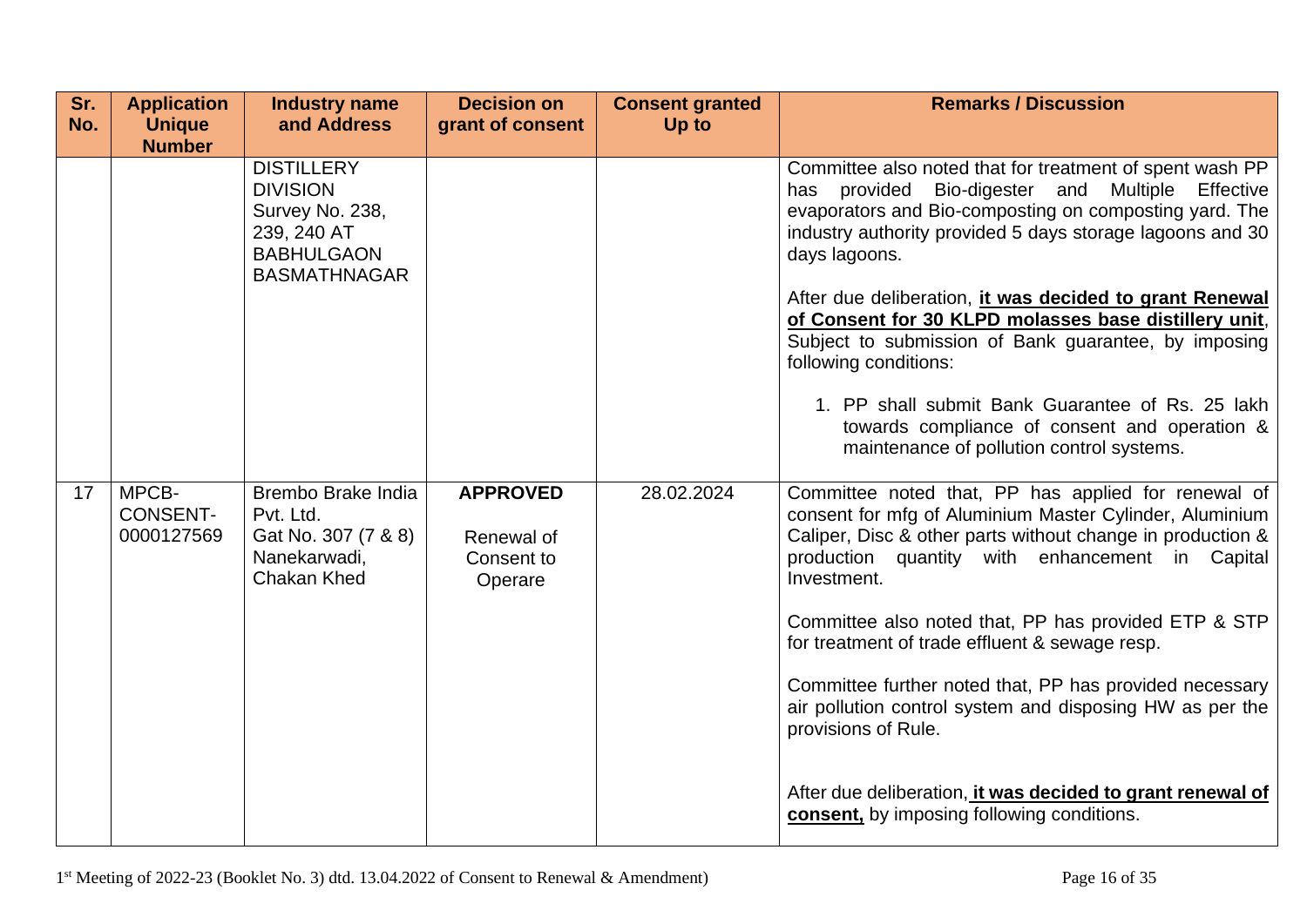| Sr. No. | Application Unique Number | Industry name and Address | Decision on grant of consent | Consent granted Up to | Remarks / Discussion |
|---|---|---|---|---|---|
| | | DISTILLERY DIVISION Survey No. 238, 239, 240 AT BABHULGAON BASMATHNAGAR | | | Committee also noted that for treatment of spent wash PP has provided Bio-digester and Multiple Effective evaporators and Bio-composting on composting yard. The industry authority provided 5 days storage lagoons and 30 days lagoons.<br><br>After due deliberation, **it was decided to grant Renewal of Consent for 30 KLPD molasses base distillery unit**, Subject to submission of Bank guarantee, by imposing following conditions:<br><br>1. PP shall submit Bank Guarantee of Rs. 25 lakh towards compliance of consent and operation & maintenance of pollution control systems. |
| 17 | MPCB-CONSENT-0000127569 | Brembo Brake India Pvt. Ltd.<br>Gat No. 307 (7 & 8) Nanekarwadi, Chakan Khed | **APPROVED**<br><br>Renewal of Consent to Operare | 28.02.2024 | Committee noted that, PP has applied for renewal of consent for mfg of Aluminium Master Cylinder, Aluminium Caliper, Disc & other parts without change in production & production quantity with enhancement in Capital Investment.<br><br>Committee also noted that, PP has provided ETP & STP for treatment of trade effluent & sewage resp.<br><br>Committee further noted that, PP has provided necessary air pollution control system and disposing HW as per the provisions of Rule.<br><br>After due deliberation, **it was decided to grant renewal of consent,** by imposing following conditions. |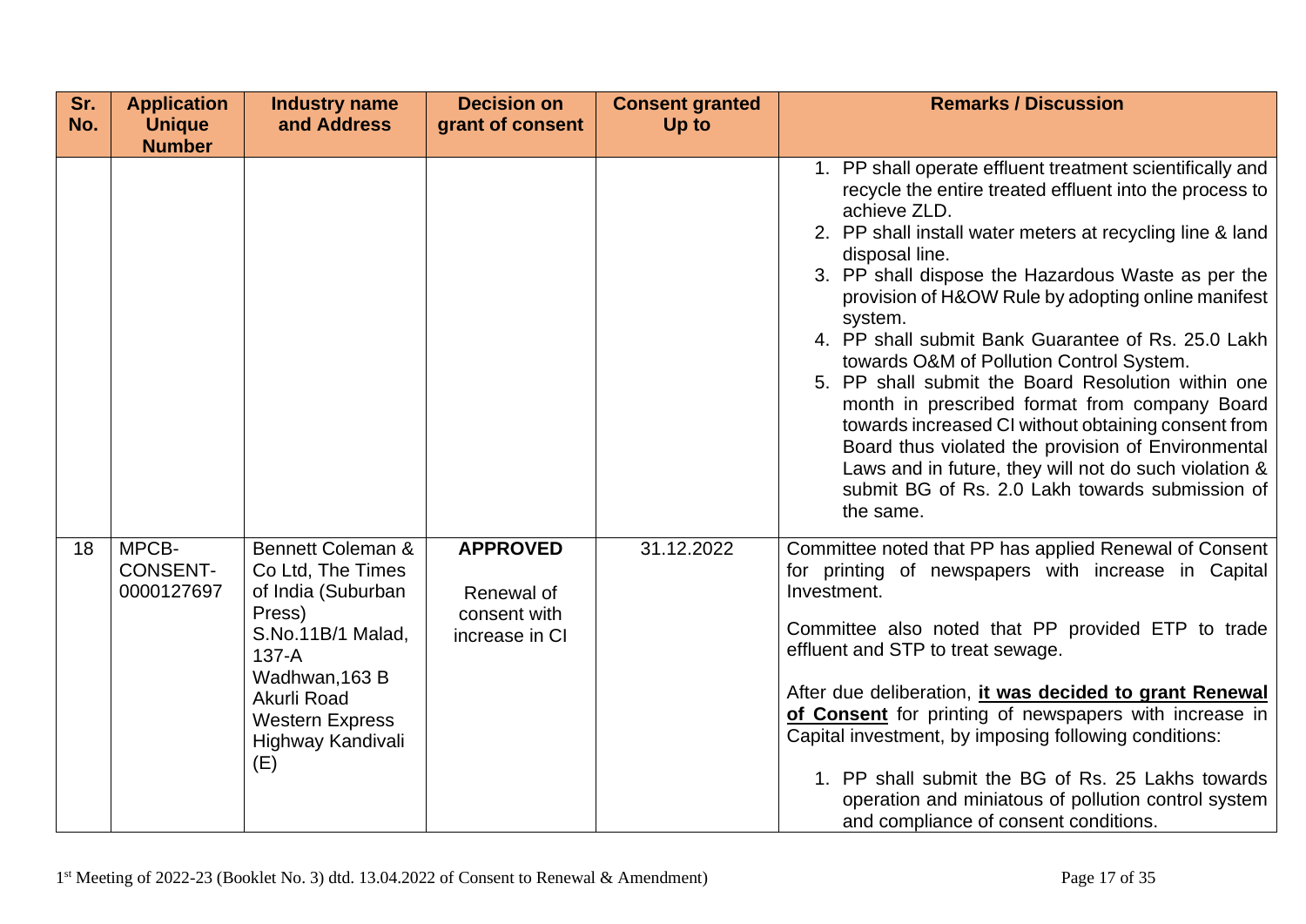| Sr. No. | Application Unique Number | Industry name and Address | Decision on grant of consent | Consent granted Up to | Remarks / Discussion |
|---|---|---|---|---|---|
| | | | | | 1. PP shall operate effluent treatment scientifically and recycle the entire treated effluent into the process to achieve ZLD.<br>2. PP shall install water meters at recycling line & land disposal line.<br>3. PP shall dispose the Hazardous Waste as per the provision of H&OW Rule by adopting online manifest system.<br>4. PP shall submit Bank Guarantee of Rs. 25.0 Lakh towards O&M of Pollution Control System.<br>5. PP shall submit the Board Resolution within one month in prescribed format from company Board towards increased CI without obtaining consent from Board thus violated the provision of Environmental Laws and in future, they will not do such violation & submit BG of Rs. 2.0 Lakh towards submission of the same. |
| 18 | MPCB-CONSENT-0000127697 | Bennett Coleman & Co Ltd, The Times of India (Suburban Press) S.No.11B/1 Malad, 137-A Wadhwan,163 B Akurli Road Western Express Highway Kandivali (E) | **APPROVED**<br><br>Renewal of consent with increase in CI | 31.12.2022 | Committee noted that PP has applied Renewal of Consent for printing of newspapers with increase in Capital Investment.<br><br>Committee also noted that PP provided ETP to trade effluent and STP to treat sewage.<br><br>After due deliberation, **it was decided to grant Renewal of Consent** for printing of newspapers with increase in Capital investment, by imposing following conditions:<br><br>1. PP shall submit the BG of Rs. 25 Lakhs towards operation and miniatous of pollution control system and compliance of consent conditions. |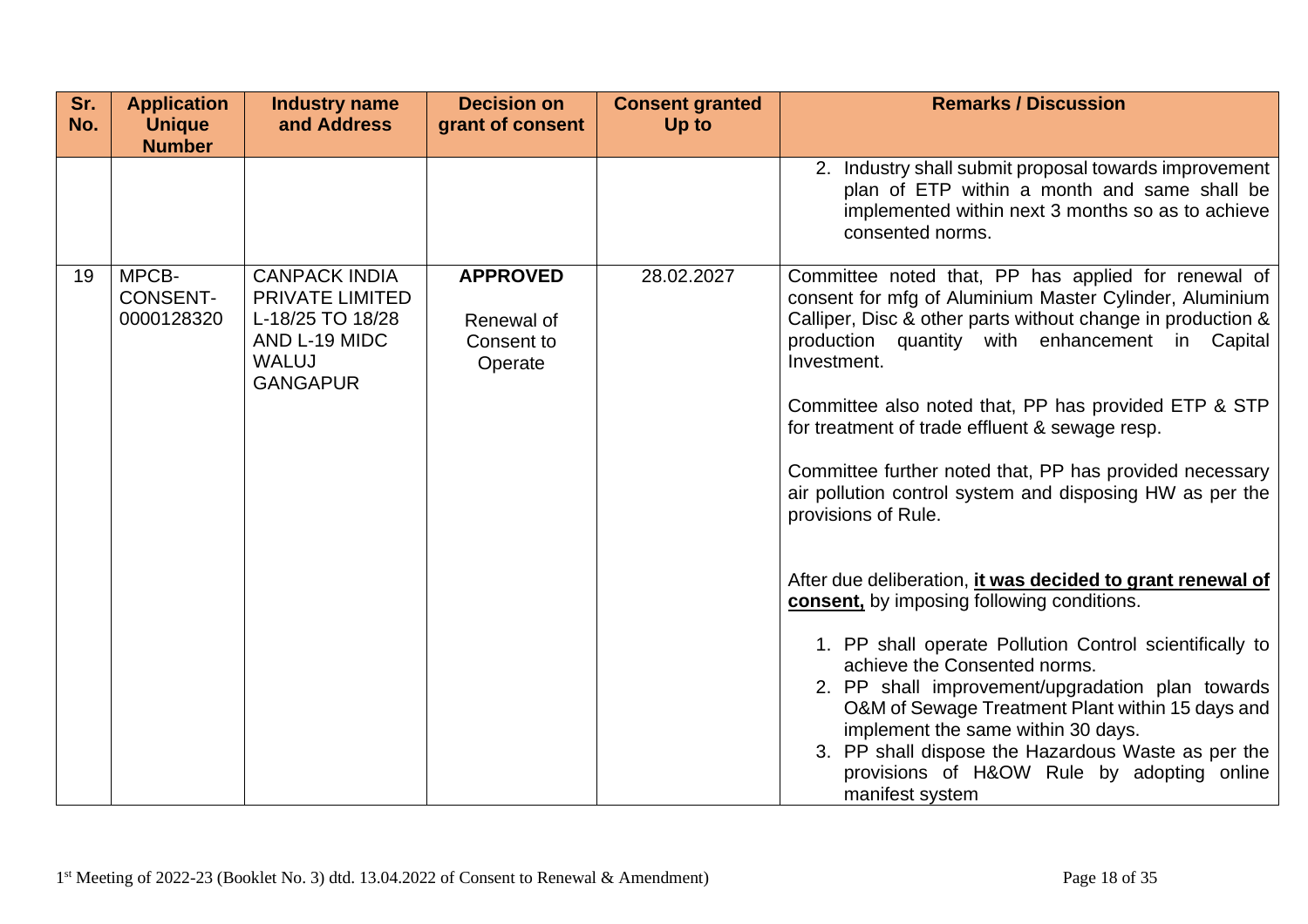| Sr. No. | Application Unique Number | Industry name and Address | Decision on grant of consent | Consent granted Up to | Remarks / Discussion |
|---|---|---|---|---|---|
| | | | | | 2. Industry shall submit proposal towards improvement plan of ETP within a month and same shall be implemented within next 3 months so as to achieve consented norms. |
| 19 | MPCB-CONSENT-0000128320 | CANPACK INDIA PRIVATE LIMITED L-18/25 TO 18/28 AND L-19 MIDC WALUJ GANGAPUR | **APPROVED**<br><br>Renewal of Consent to Operate | 28.02.2027 | Committee noted that, PP has applied for renewal of consent for mfg of Aluminium Master Cylinder, Aluminium Calliper, Disc & other parts without change in production & production quantity with enhancement in Capital Investment.<br><br>Committee also noted that, PP has provided ETP & STP for treatment of trade effluent & sewage resp.<br><br>Committee further noted that, PP has provided necessary air pollution control system and disposing HW as per the provisions of Rule.<br><br>After due deliberation, **it was decided to grant renewal of consent,** by imposing following conditions.<br><br>1. PP shall operate Pollution Control scientifically to achieve the Consented norms.<br>2. PP shall improvement/upgradation plan towards O&M of Sewage Treatment Plant within 15 days and implement the same within 30 days.<br>3. PP shall dispose the Hazardous Waste as per the provisions of H&OW Rule by adopting online manifest system |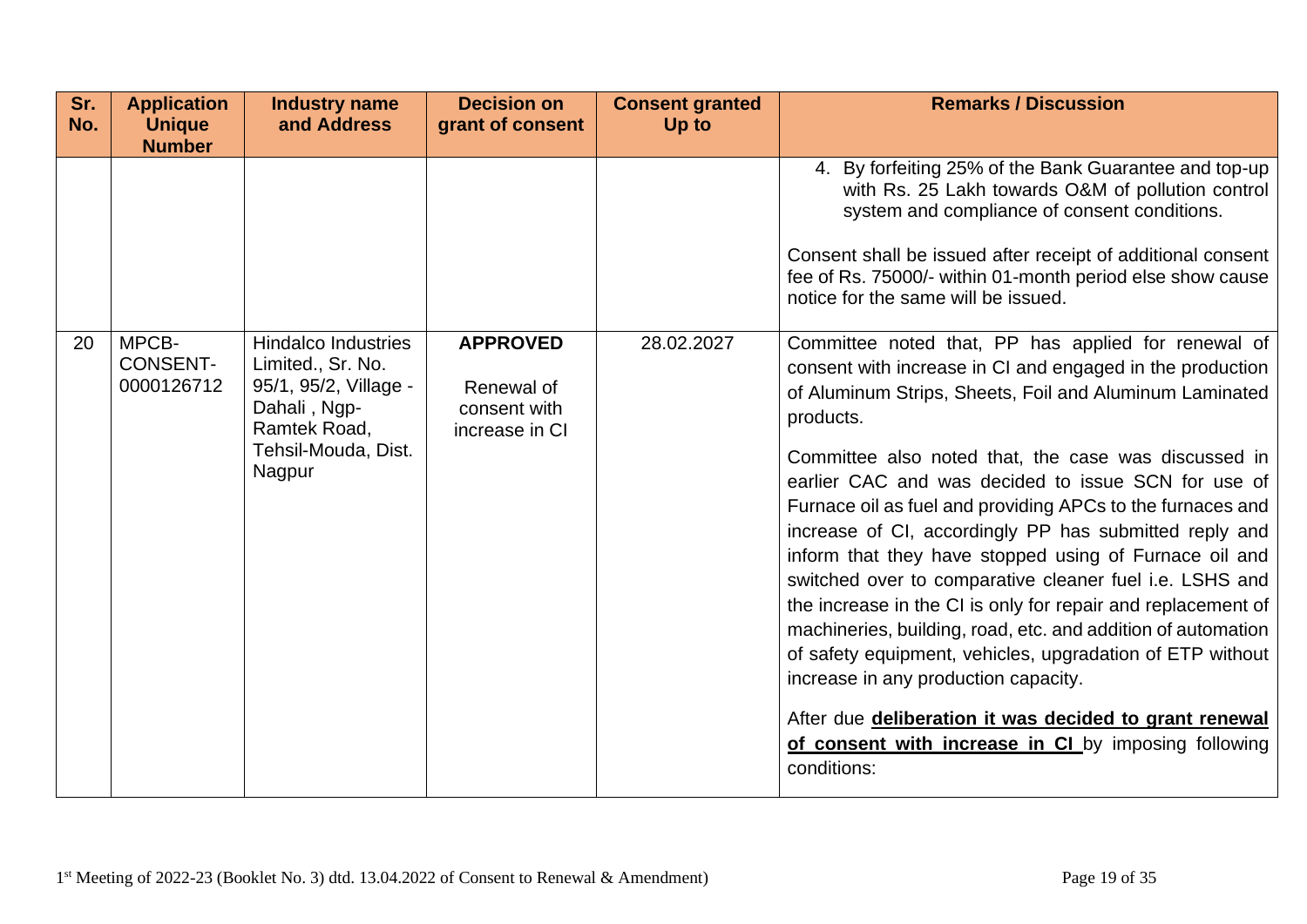| Sr. No. | Application Unique Number | Industry name and Address | Decision on grant of consent | Consent granted Up to | Remarks / Discussion |
|---|---|---|---|---|---|
| | | | | | 4. By forfeiting 25% of the Bank Guarantee and top-up with Rs. 25 Lakh towards O&M of pollution control system and compliance of consent conditions.<br><br>Consent shall be issued after receipt of additional consent fee of Rs. 75000/- within 01-month period else show cause notice for the same will be issued. |
| 20 | MPCB-CONSENT-0000126712 | Hindalco Industries Limited., Sr. No. 95/1, 95/2, Village - Dahali , Ngp-Ramtek Road, Tehsil-Mouda, Dist. Nagpur | **APPROVED**<br><br>Renewal of consent with increase in CI | 28.02.2027 | Committee noted that, PP has applied for renewal of consent with increase in CI and engaged in the production of Aluminum Strips, Sheets, Foil and Aluminum Laminated products.<br><br>Committee also noted that, the case was discussed in earlier CAC and was decided to issue SCN for use of Furnace oil as fuel and providing APCs to the furnaces and increase of CI, accordingly PP has submitted reply and inform that they have stopped using of Furnace oil and switched over to comparative cleaner fuel i.e. LSHS and the increase in the CI is only for repair and replacement of machineries, building, road, etc. and addition of automation of safety equipment, vehicles, upgradation of ETP without increase in any production capacity.<br><br>After due **deliberation it was decided to grant renewal of consent with increase in CI** by imposing following conditions: |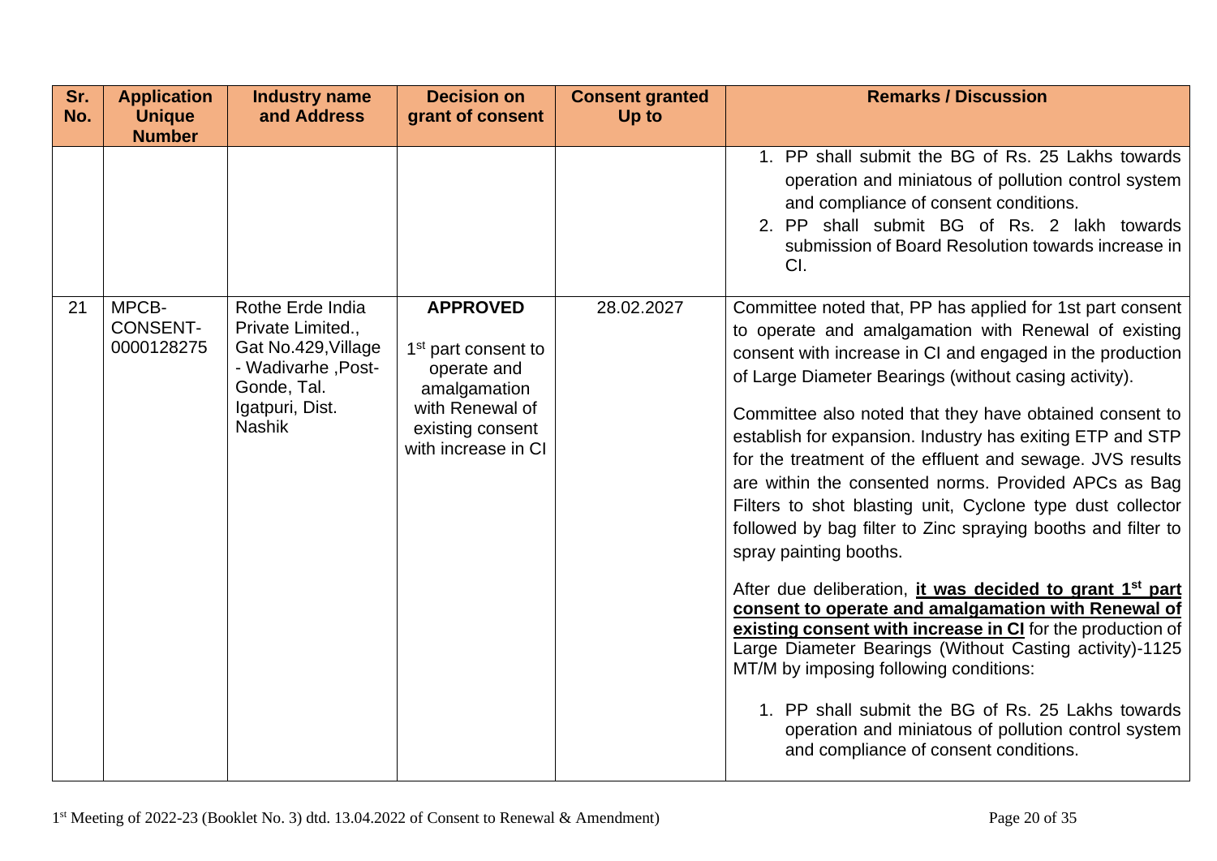| Sr. No. | Application Unique Number | Industry name and Address | Decision on grant of consent | Consent granted Up to | Remarks / Discussion |
|---|---|---|---|---|---|
| | | | | | 1. PP shall submit the BG of Rs. 25 Lakhs towards operation and miniatous of pollution control system and compliance of consent conditions.<br>2. PP shall submit BG of Rs. 2 lakh towards submission of Board Resolution towards increase in CI. |
| 21 | MPCB-CONSENT-0000128275 | Rothe Erde India Private Limited., Gat No.429,Village - Wadivarhe ,Post-Gonde, Tal. Igatpuri, Dist. Nashik | **APPROVED**<br>1st part consent to operate and amalgamation with Renewal of existing consent with increase in CI | 28.02.2027 | Committee noted that, PP has applied for 1st part consent to operate and amalgamation with Renewal of existing consent with increase in CI and engaged in the production of Large Diameter Bearings (without casing activity).<br><br>Committee also noted that they have obtained consent to establish for expansion. Industry has exiting ETP and STP for the treatment of the effluent and sewage. JVS results are within the consented norms. Provided APCs as Bag Filters to shot blasting unit, Cyclone type dust collector followed by bag filter to Zinc spraying booths and filter to spray painting booths.<br><br>After due deliberation, **it was decided to grant 1st part consent to operate and amalgamation with Renewal of existing consent with increase in CI** for the production of Large Diameter Bearings (Without Casting activity)-1125 MT/M by imposing following conditions:<br><br>1. PP shall submit the BG of Rs. 25 Lakhs towards operation and miniatous of pollution control system and compliance of consent conditions. |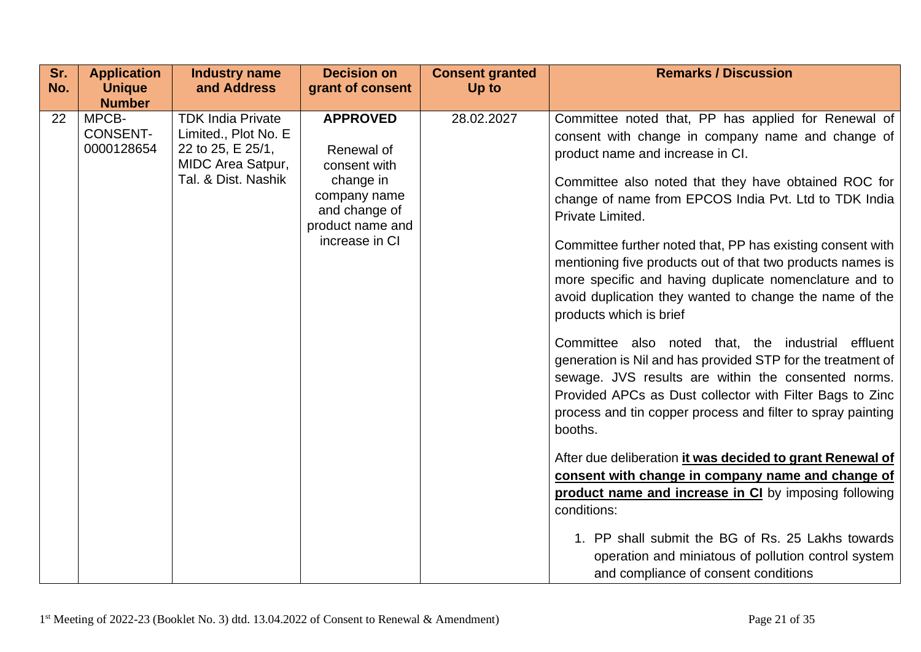| Sr. No. | Application Unique Number | Industry name and Address | Decision on grant of consent | Consent granted Up to | Remarks / Discussion |
|---|---|---|---|---|---|
| 22 | MPCB-CONSENT-0000128654 | TDK India Private Limited., Plot No. E 22 to 25, E 25/1, MIDC Area Satpur, Tal. & Dist. Nashik | **APPROVED** <br><br> Renewal of consent with change in company name and change of product name and increase in CI | 28.02.2027 | Committee noted that, PP has applied for Renewal of consent with change in company name and change of product name and increase in CI. <br><br> Committee also noted that they have obtained ROC for change of name from EPCOS India Pvt. Ltd to TDK India Private Limited. <br><br> Committee further noted that, PP has existing consent with mentioning five products out of that two products names is more specific and having duplicate nomenclature and to avoid duplication they wanted to change the name of the products which is brief <br><br> Committee also noted that, the industrial effluent generation is Nil and has provided STP for the treatment of sewage. JVS results are within the consented norms. Provided APCs as Dust collector with Filter Bags to Zinc process and tin copper process and filter to spray painting booths. <br><br> After due deliberation **it was decided to grant Renewal of consent with change in company name and change of product name and increase in CI** by imposing following conditions: <br><br> 1. PP shall submit the BG of Rs. 25 Lakhs towards operation and miniatous of pollution control system and compliance of consent conditions |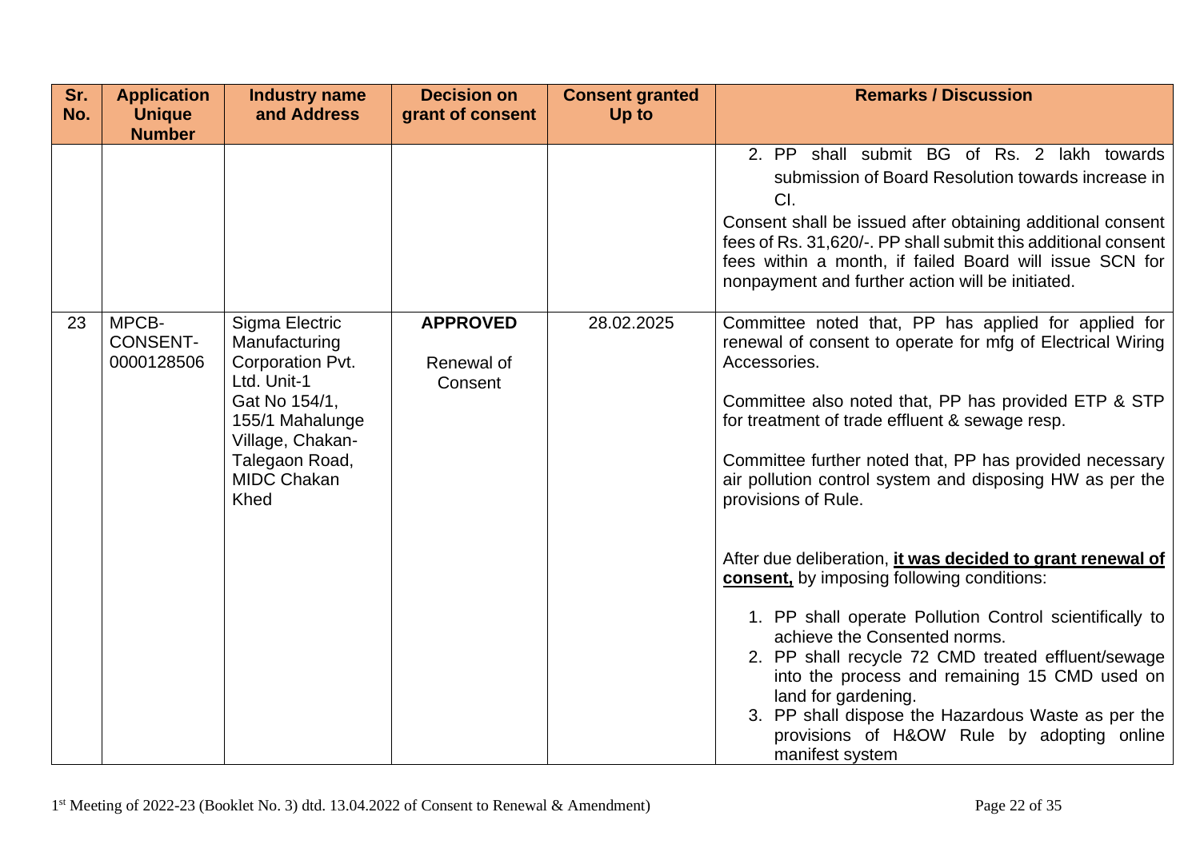| Sr. No. | Application Unique Number | Industry name and Address | Decision on grant of consent | Consent granted Up to | Remarks / Discussion |
|---|---|---|---|---|---|
| | | | | | 2. PP shall submit BG of Rs. 2 lakh towards submission of Board Resolution towards increase in CI.<br><br>Consent shall be issued after obtaining additional consent fees of Rs. 31,620/-. PP shall submit this additional consent fees within a month, if failed Board will issue SCN for nonpayment and further action will be initiated. |
| 23 | MPCB-CONSENT-0000128506 | Sigma Electric Manufacturing Corporation Pvt. Ltd. Unit-1 Gat No 154/1, 155/1 Mahalunge Village, Chakan-Talegaon Road, MIDC Chakan Khed | **APPROVED**<br><br>Renewal of Consent | 28.02.2025 | Committee noted that, PP has applied for applied for renewal of consent to operate for mfg of Electrical Wiring Accessories.<br><br>Committee also noted that, PP has provided ETP & STP for treatment of trade effluent & sewage resp.<br><br>Committee further noted that, PP has provided necessary air pollution control system and disposing HW as per the provisions of Rule.<br><br>After due deliberation, **it was decided to grant renewal of consent,** by imposing following conditions:<br><br>1. PP shall operate Pollution Control scientifically to achieve the Consented norms.<br>2. PP shall recycle 72 CMD treated effluent/sewage into the process and remaining 15 CMD used on land for gardening.<br>3. PP shall dispose the Hazardous Waste as per the provisions of H&OW Rule by adopting online manifest system |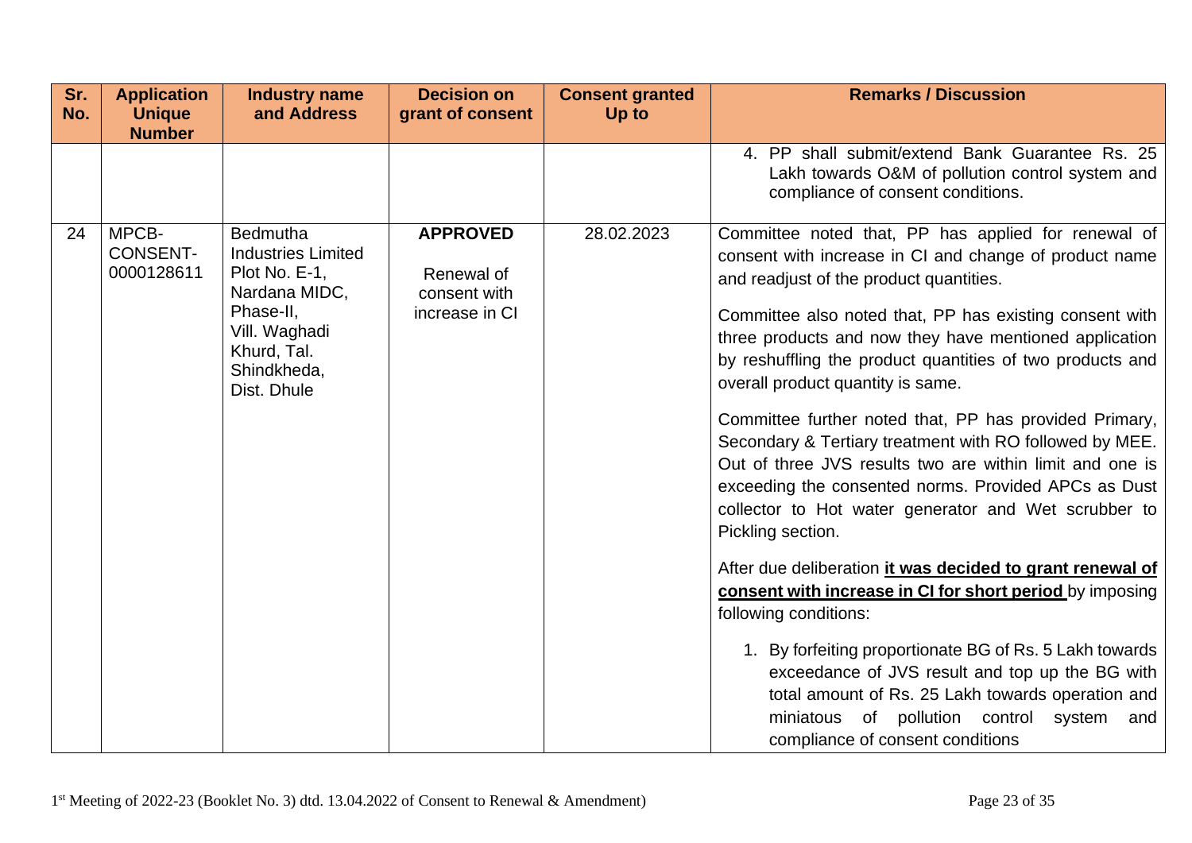| Sr. No. | Application Unique Number | Industry name and Address | Decision on grant of consent | Consent granted Up to | Remarks / Discussion |
|---|---|---|---|---|---|
| | | | | | 4. PP shall submit/extend Bank Guarantee Rs. 25 Lakh towards O&M of pollution control system and compliance of consent conditions. |
| 24 | MPCB-CONSENT-0000128611 | Bedmutha Industries Limited Plot No. E-1, Nardana MIDC, Phase-II, Vill. Waghadi Khurd, Tal. Shindkheda, Dist. Dhule | **APPROVED** Renewal of consent with increase in CI | 28.02.2023 | Committee noted that, PP has applied for renewal of consent with increase in CI and change of product name and readjust of the product quantities.<br><br>Committee also noted that, PP has existing consent with three products and now they have mentioned application by reshuffling the product quantities of two products and overall product quantity is same.<br><br>Committee further noted that, PP has provided Primary, Secondary & Tertiary treatment with RO followed by MEE. Out of three JVS results two are within limit and one is exceeding the consented norms. Provided APCs as Dust collector to Hot water generator and Wet scrubber to Pickling section.<br><br>After due deliberation **it was decided to grant renewal of consent with increase in CI for short period** by imposing following conditions:<br><br>1. By forfeiting proportionate BG of Rs. 5 Lakh towards exceedance of JVS result and top up the BG with total amount of Rs. 25 Lakh towards operation and miniatous of pollution control system and compliance of consent conditions |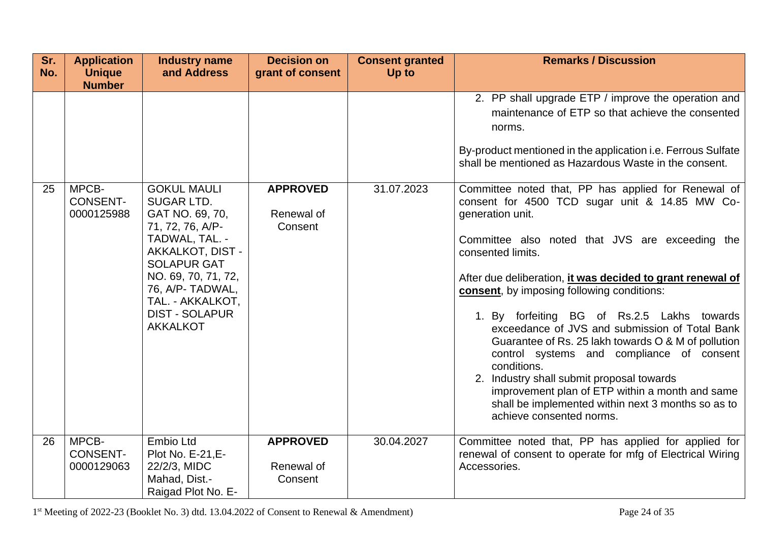| Sr. No. | Application Unique Number | Industry name and Address | Decision on grant of consent | Consent granted Up to | Remarks / Discussion |
|---|---|---|---|---|---|
| | | | | | 2. PP shall upgrade ETP / improve the operation and maintenance of ETP so that achieve the consented norms.<br><br>By-product mentioned in the application i.e. Ferrous Sulfate shall be mentioned as Hazardous Waste in the consent. |
| 25 | MPCB-CONSENT-0000125988 | GOKUL MAULI SUGAR LTD. GAT NO. 69, 70, 71, 72, 76, A/P-TADWAL, TAL. - AKKALKOT, DIST - SOLAPUR GAT NO. 69, 70, 71, 72, 76, A/P- TADWAL, TAL. - AKKALKOT, DIST - SOLAPUR AKKALKOT | **APPROVED**<br><br>Renewal of Consent | 31.07.2023 | Committee noted that, PP has applied for Renewal of consent for 4500 TCD sugar unit & 14.85 MW Co-generation unit.<br><br>Committee also noted that JVS are exceeding the consented limits.<br><br>After due deliberation, **it was decided to grant renewal of consent**, by imposing following conditions:<br><br>1. By forfeiting BG of Rs.2.5 Lakhs towards exceedance of JVS and submission of Total Bank Guarantee of Rs. 25 lakh towards O & M of pollution control systems and compliance of consent conditions.<br>2. Industry shall submit proposal towards improvement plan of ETP within a month and same shall be implemented within next 3 months so as to achieve consented norms. |
| 26 | MPCB-CONSENT-0000129063 | Embio Ltd Plot No. E-21,E-22/2/3, MIDC Mahad, Dist.-Raigad Plot No. E- | **APPROVED**<br><br>Renewal of Consent | 30.04.2027 | Committee noted that, PP has applied for applied for renewal of consent to operate for mfg of Electrical Wiring Accessories. |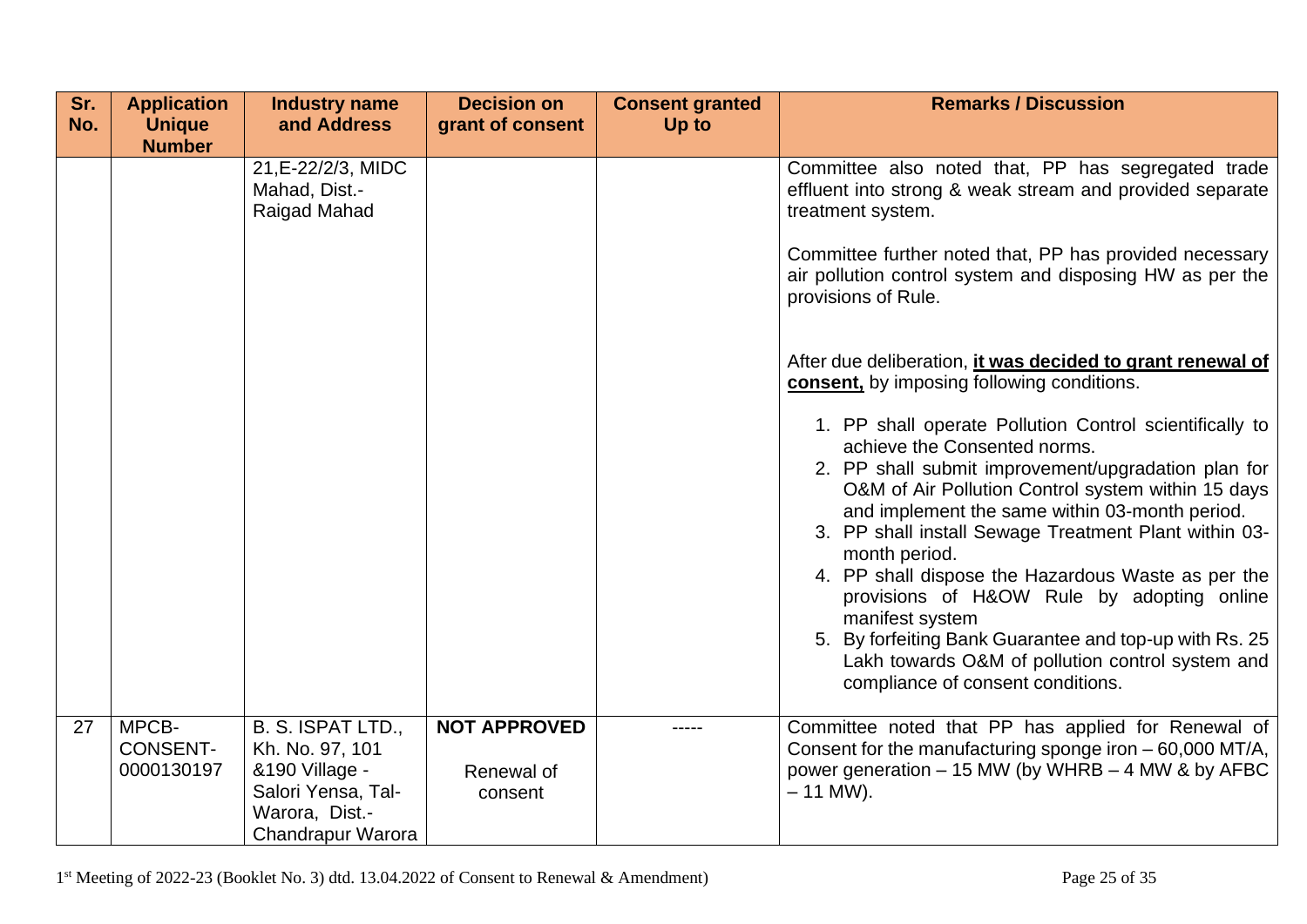| Sr. No. | Application Unique Number | Industry name and Address | Decision on grant of consent | Consent granted Up to | Remarks / Discussion |
|---|---|---|---|---|---|
| | | 21,E-22/2/3, MIDC Mahad, Dist.- Raigad Mahad | | | Committee also noted that, PP has segregated trade effluent into strong & weak stream and provided separate treatment system.<br><br>Committee further noted that, PP has provided necessary air pollution control system and disposing HW as per the provisions of Rule.<br><br>After due deliberation, **<u>it was decided to grant renewal of consent,</u>** by imposing following conditions.<br><br>1. PP shall operate Pollution Control scientifically to achieve the Consented norms.<br>2. PP shall submit improvement/upgradation plan for O&M of Air Pollution Control system within 15 days and implement the same within 03-month period.<br>3. PP shall install Sewage Treatment Plant within 03-month period.<br>4. PP shall dispose the Hazardous Waste as per the provisions of H&OW Rule by adopting online manifest system<br>5. By forfeiting Bank Guarantee and top-up with Rs. 25 Lakh towards O&M of pollution control system and compliance of consent conditions. |
| 27 | MPCB-CONSENT-0000130197 | B. S. ISPAT LTD., Kh. No. 97, 101 &190 Village - Salori Yensa, Tal- Warora, Dist.- Chandrapur Warora | **NOT APPROVED**<br><br>Renewal of consent | ----- | Committee noted that PP has applied for Renewal of Consent for the manufacturing sponge iron – 60,000 MT/A, power generation – 15 MW (by WHRB – 4 MW & by AFBC – 11 MW). |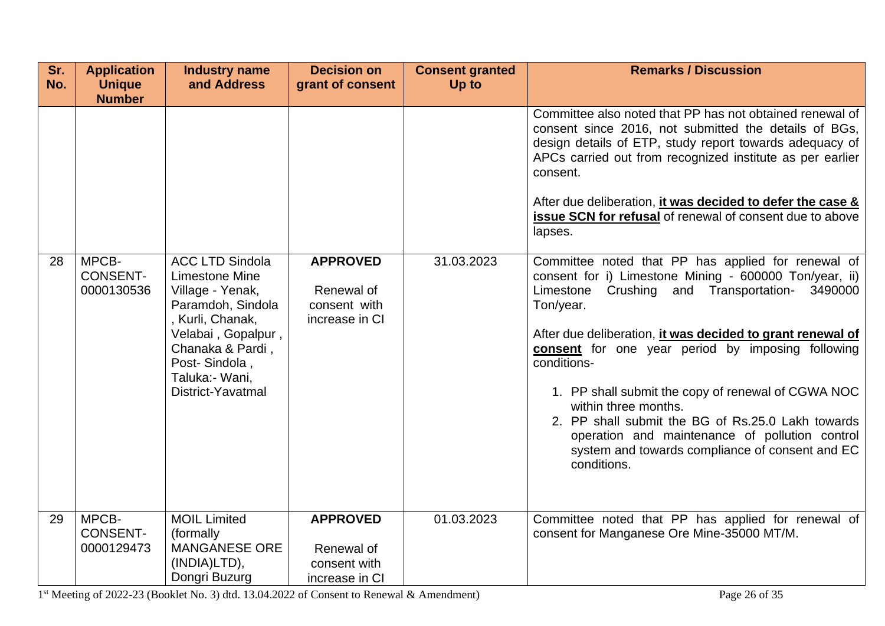| Sr. No. | Application Unique Number | Industry name and Address | Decision on grant of consent | Consent granted Up to | Remarks / Discussion |
|---|---|---|---|---|---|
| | | | | | Committee also noted that PP has not obtained renewal of consent since 2016, not submitted the details of BGs, design details of ETP, study report towards adequacy of APCs carried out from recognized institute as per earlier consent.<br><br>After due deliberation, **it was decided to defer the case & issue SCN for refusal** of renewal of consent due to above lapses. |
| 28 | MPCB-CONSENT-0000130536 | ACC LTD Sindola Limestone Mine Village - Yenak, Paramdoh, Sindola , Kurli, Chanak, Velabai , Gopalpur , Chanaka & Pardi , Post- Sindola , Taluka:- Wani, District-Yavatmal | **APPROVED**<br><br>Renewal of consent with increase in CI | 31.03.2023 | Committee noted that PP has applied for renewal of consent for i) Limestone Mining - 600000 Ton/year, ii) Limestone Crushing and Transportation- 3490000 Ton/year.<br><br>After due deliberation, **it was decided to grant renewal of consent** for one year period by imposing following conditions-<br><br>1. PP shall submit the copy of renewal of CGWA NOC within three months.<br>2. PP shall submit the BG of Rs.25.0 Lakh towards operation and maintenance of pollution control system and towards compliance of consent and EC conditions. |
| 29 | MPCB-CONSENT-0000129473 | MOIL Limited (formally MANGANESE ORE (INDIA)LTD), Dongri Buzurg | **APPROVED**<br><br>Renewal of consent with increase in CI | 01.03.2023 | Committee noted that PP has applied for renewal of consent for Manganese Ore Mine-35000 MT/M. |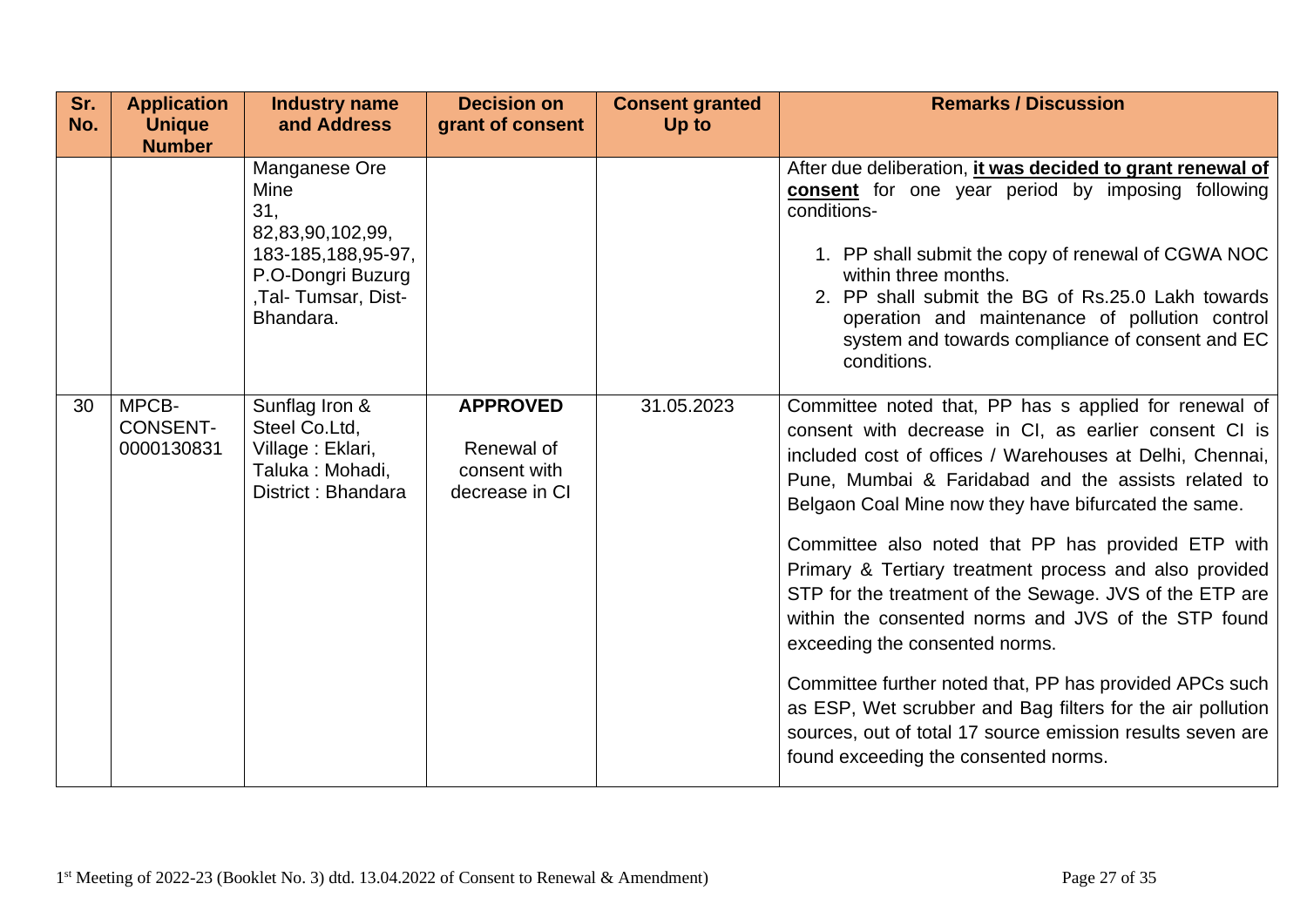| Sr. No. | Application Unique Number | Industry name and Address | Decision on grant of consent | Consent granted Up to | Remarks / Discussion |
|---|---|---|---|---|---|
| | | Manganese Ore Mine 31, 82,83,90,102,99, 183-185,188,95-97, P.O-Dongri Buzurg ,Tal- Tumsar, Dist- Bhandara. | | | After due deliberation, **it was decided to grant renewal of consent** for one year period by imposing following conditions- <br>1. PP shall submit the copy of renewal of CGWA NOC within three months. <br>2. PP shall submit the BG of Rs.25.0 Lakh towards operation and maintenance of pollution control system and towards compliance of consent and EC conditions. |
| 30 | MPCB-CONSENT-0000130831 | Sunflag Iron & Steel Co.Ltd, Village : Eklari, Taluka : Mohadi, District : Bhandara | **APPROVED** <br>Renewal of consent with decrease in CI | 31.05.2023 | Committee noted that, PP has s applied for renewal of consent with decrease in CI, as earlier consent CI is included cost of offices / Warehouses at Delhi, Chennai, Pune, Mumbai & Faridabad and the assists related to Belgaon Coal Mine now they have bifurcated the same. <br><br>Committee also noted that PP has provided ETP with Primary & Tertiary treatment process and also provided STP for the treatment of the Sewage. JVS of the ETP are within the consented norms and JVS of the STP found exceeding the consented norms. <br><br>Committee further noted that, PP has provided APCs such as ESP, Wet scrubber and Bag filters for the air pollution sources, out of total 17 source emission results seven are found exceeding the consented norms. |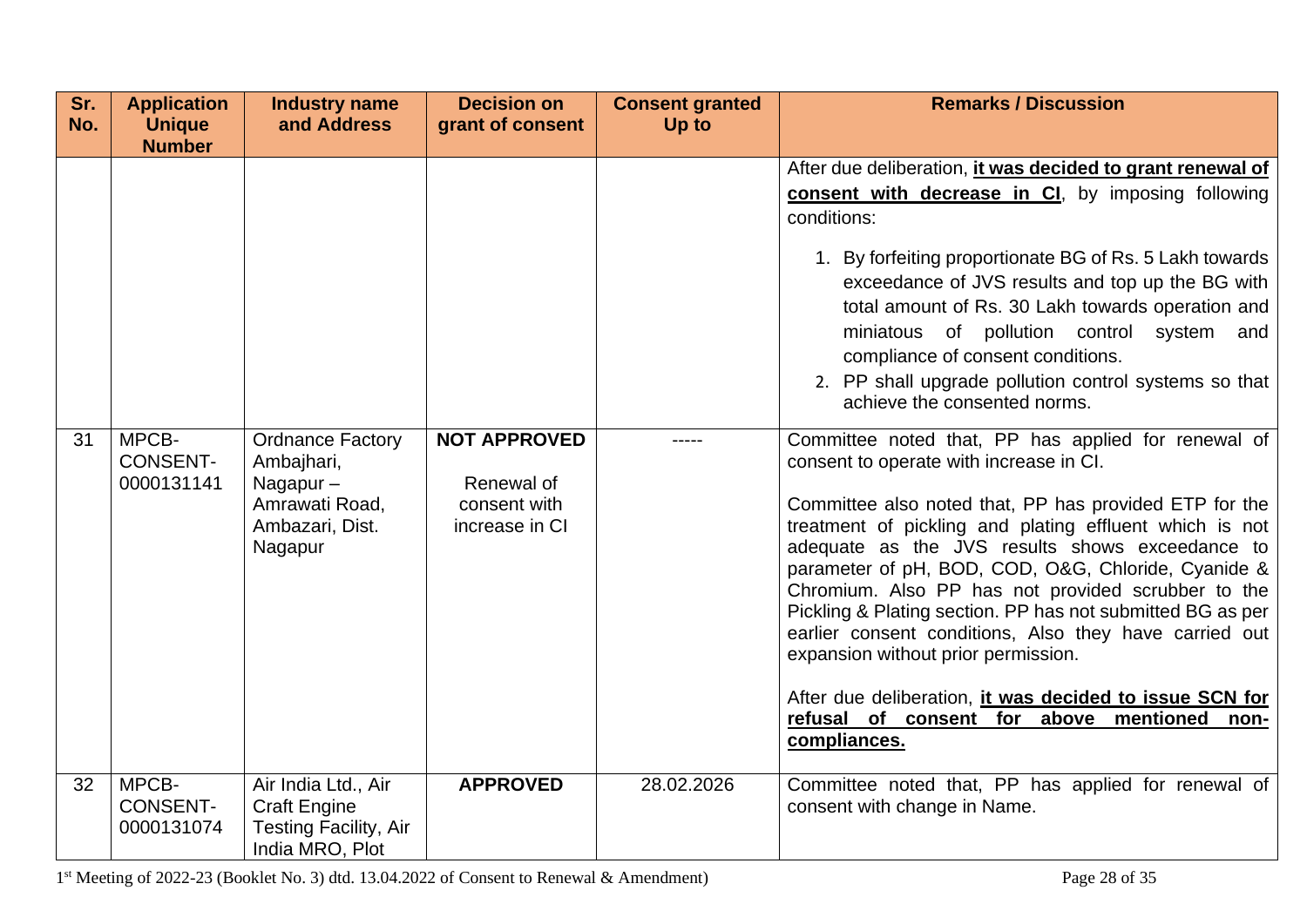| Sr. No. | Application Unique Number | Industry name and Address | Decision on grant of consent | Consent granted Up to | Remarks / Discussion |
|---|---|---|---|---|---|
| | | | | | After due deliberation, **it was decided to grant renewal of consent with decrease in CI**, by imposing following conditions:<br><br>1. By forfeiting proportionate BG of Rs. 5 Lakh towards exceedance of JVS results and top up the BG with total amount of Rs. 30 Lakh towards operation and miniatous of pollution control system and compliance of consent conditions.<br>2. PP shall upgrade pollution control systems so that achieve the consented norms. |
| 31 | MPCB-CONSENT-0000131141 | Ordnance Factory Ambajhari, Nagapur – Amrawati Road, Ambazari, Dist. Nagapur | **NOT APPROVED**<br><br>Renewal of consent with increase in CI | ----- | Committee noted that, PP has applied for renewal of consent to operate with increase in CI.<br><br>Committee also noted that, PP has provided ETP for the treatment of pickling and plating effluent which is not adequate as the JVS results shows exceedance to parameter of pH, BOD, COD, O&G, Chloride, Cyanide & Chromium. Also PP has not provided scrubber to the Pickling & Plating section. PP has not submitted BG as per earlier consent conditions, Also they have carried out expansion without prior permission.<br><br>After due deliberation, **it was decided to issue SCN for refusal of consent for above mentioned non-compliances.** |
| 32 | MPCB-CONSENT-0000131074 | Air India Ltd., Air Craft Engine Testing Facility, Air India MRO, Plot | **APPROVED** | 28.02.2026 | Committee noted that, PP has applied for renewal of consent with change in Name. |

1st Meeting of 2022-23 (Booklet No. 3) dtd. 13.04.2022 of Consent to Renewal & Amendment)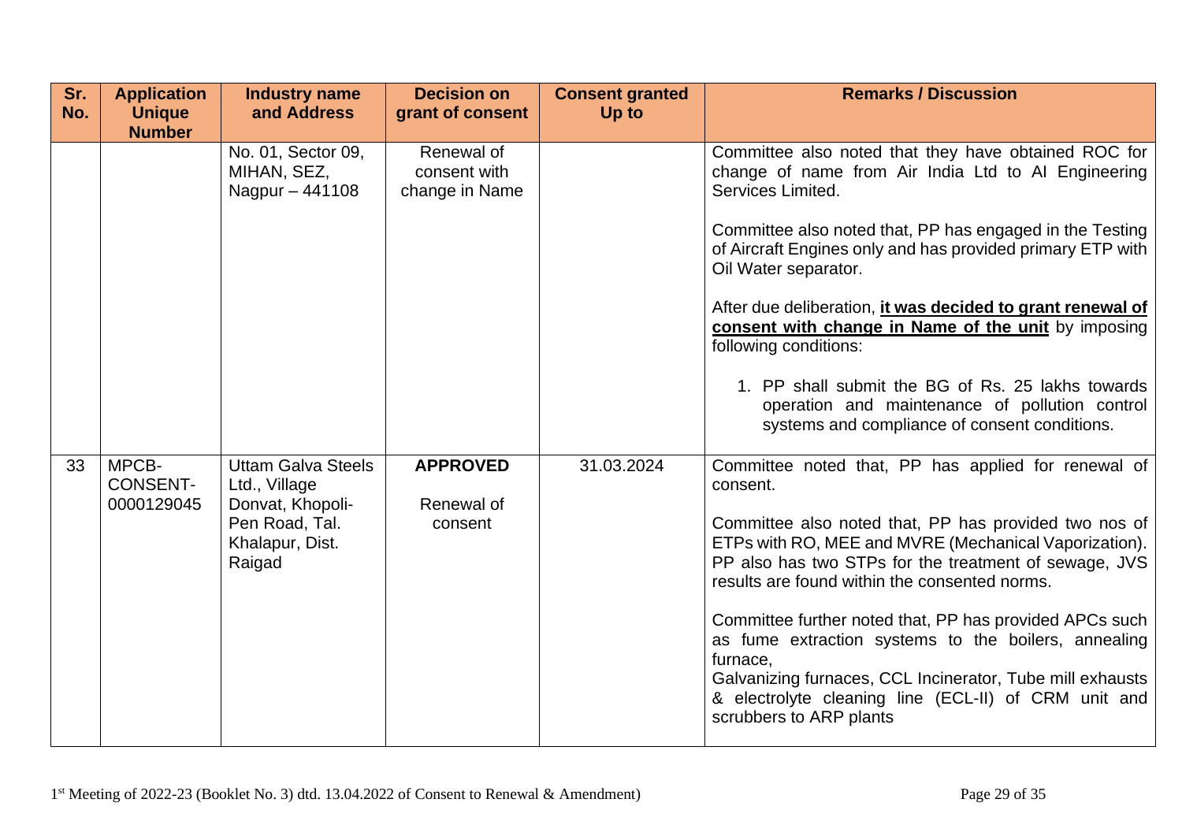| Sr. No. | Application Unique Number | Industry name and Address | Decision on grant of consent | Consent granted Up to | Remarks / Discussion |
|---|---|---|---|---|---|
| | | No. 01, Sector 09, MIHAN, SEZ, Nagpur – 441108 | Renewal of consent with change in Name | | Committee also noted that they have obtained ROC for change of name from Air India Ltd to AI Engineering Services Limited.<br><br>Committee also noted that, PP has engaged in the Testing of Aircraft Engines only and has provided primary ETP with Oil Water separator.<br><br>After due deliberation, **it was decided to grant renewal of consent with change in Name of the unit** by imposing following conditions:<br><br>1. PP shall submit the BG of Rs. 25 lakhs towards operation and maintenance of pollution control systems and compliance of consent conditions. |
| 33 | MPCB-CONSENT-0000129045 | Uttam Galva Steels Ltd., Village Donvat, Khopoli-Pen Road, Tal. Khalapur, Dist. Raigad | **APPROVED**<br><br>Renewal of consent | 31.03.2024 | Committee noted that, PP has applied for renewal of consent.<br><br>Committee also noted that, PP has provided two nos of ETPs with RO, MEE and MVRE (Mechanical Vaporization). PP also has two STPs for the treatment of sewage, JVS results are found within the consented norms.<br><br>Committee further noted that, PP has provided APCs such as fume extraction systems to the boilers, annealing furnace,<br>Galvanizing furnaces, CCL Incinerator, Tube mill exhausts & electrolyte cleaning line (ECL-II) of CRM unit and scrubbers to ARP plants |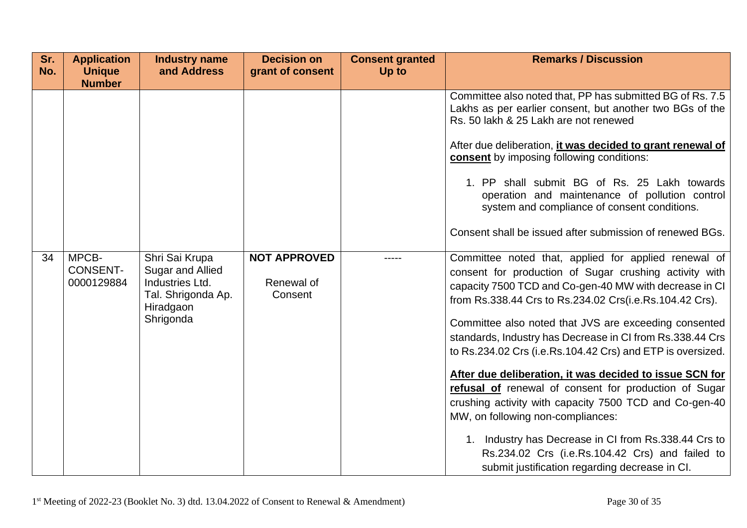| Sr. No. | Application Unique Number | Industry name and Address | Decision on grant of consent | Consent granted Up to | Remarks / Discussion |
|---|---|---|---|---|---|
| | | | | | Committee also noted that, PP has submitted BG of Rs. 7.5 Lakhs as per earlier consent, but another two BGs of the Rs. 50 lakh & 25 Lakh are not renewed<br><br>After due deliberation, **it was decided to grant renewal of consent** by imposing following conditions:<br><br>1. PP shall submit BG of Rs. 25 Lakh towards operation and maintenance of pollution control system and compliance of consent conditions.<br><br>Consent shall be issued after submission of renewed BGs. |
| 34 | MPCB-CONSENT-0000129884 | Shri Sai Krupa Sugar and Allied Industries Ltd. Tal. Shrigonda Ap. Hiradgaon Shrigonda | **NOT APPROVED**<br><br>Renewal of Consent | ----- | Committee noted that, applied for applied renewal of consent for production of Sugar crushing activity with capacity 7500 TCD and Co-gen-40 MW with decrease in CI from Rs.338.44 Crs to Rs.234.02 Crs(i.e.Rs.104.42 Crs).<br><br>Committee also noted that JVS are exceeding consented standards, Industry has Decrease in CI from Rs.338.44 Crs to Rs.234.02 Crs (i.e.Rs.104.42 Crs) and ETP is oversized.<br><br>**After due deliberation, it was decided to issue SCN for refusal of** renewal of consent for production of Sugar crushing activity with capacity 7500 TCD and Co-gen-40 MW, on following non-compliances:<br><br>1. Industry has Decrease in CI from Rs.338.44 Crs to Rs.234.02 Crs (i.e.Rs.104.42 Crs) and failed to submit justification regarding decrease in CI. |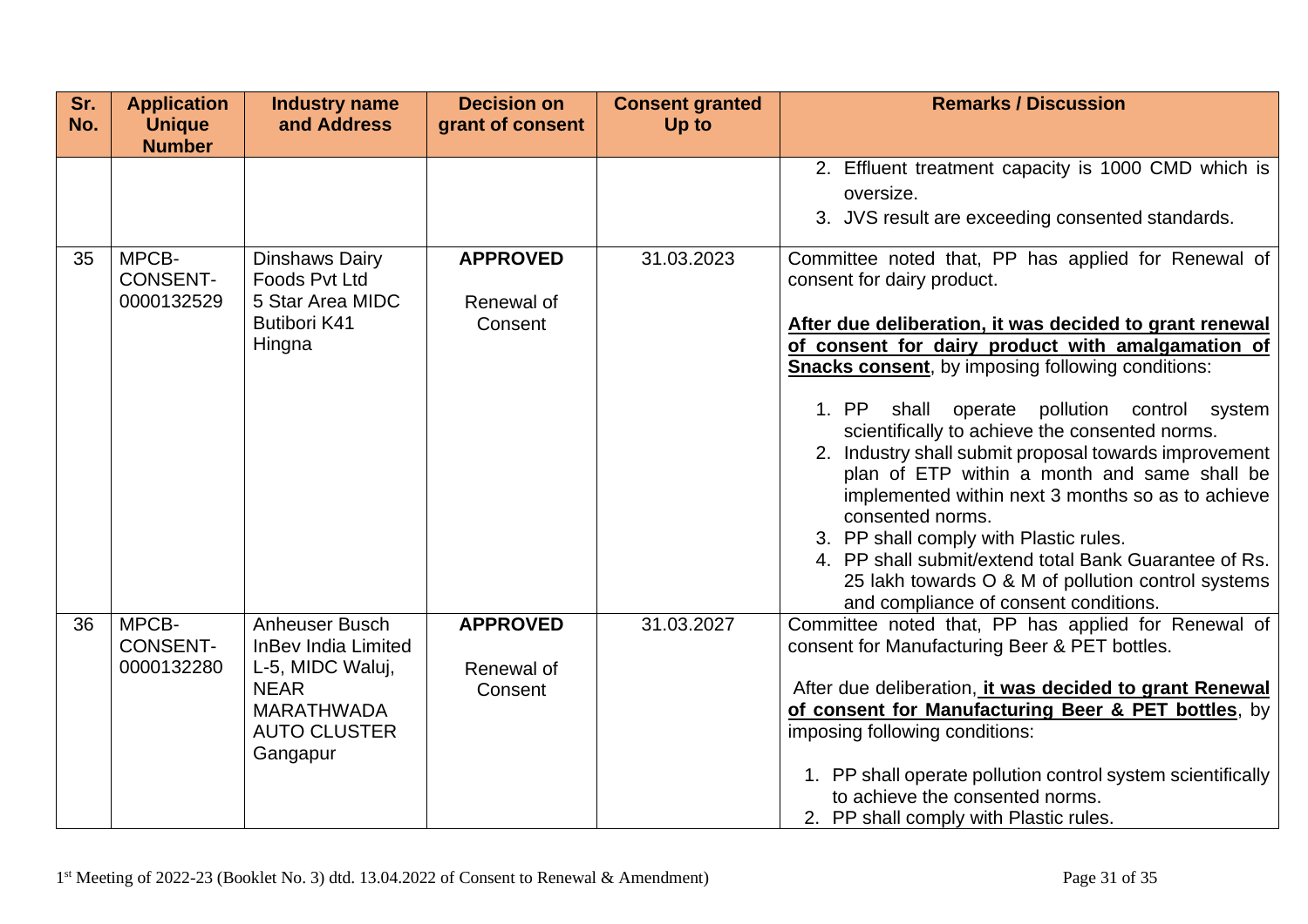| Sr. No. | Application Unique Number | Industry name and Address | Decision on grant of consent | Consent granted Up to | Remarks / Discussion |
|---|---|---|---|---|---|
| | | | | | 2. Effluent treatment capacity is 1000 CMD which is oversize.<br>3. JVS result are exceeding consented standards. |
| 35 | MPCB-CONSENT-0000132529 | Dinshaws Dairy Foods Pvt Ltd 5 Star Area MIDC Butibori K41 Hingna | **APPROVED**<br><br>Renewal of Consent | 31.03.2023 | Committee noted that, PP has applied for Renewal of consent for dairy product.<br><br>**After due deliberation, it was decided to grant renewal of consent for dairy product with amalgamation of Snacks consent**, by imposing following conditions:<br><br>1. PP shall operate pollution control system scientifically to achieve the consented norms.<br>2. Industry shall submit proposal towards improvement plan of ETP within a month and same shall be implemented within next 3 months so as to achieve consented norms.<br>3. PP shall comply with Plastic rules.<br>4. PP shall submit/extend total Bank Guarantee of Rs. 25 lakh towards O & M of pollution control systems and compliance of consent conditions. |
| 36 | MPCB-CONSENT-0000132280 | Anheuser Busch InBev India Limited L-5, MIDC Waluj, NEAR MARATHWADA AUTO CLUSTER Gangapur | **APPROVED**<br><br>Renewal of Consent | 31.03.2027 | Committee noted that, PP has applied for Renewal of consent for Manufacturing Beer & PET bottles.<br><br>After due deliberation, **it was decided to grant Renewal of consent for Manufacturing Beer & PET bottles**, by imposing following conditions:<br><br>1. PP shall operate pollution control system scientifically to achieve the consented norms.<br>2. PP shall comply with Plastic rules. |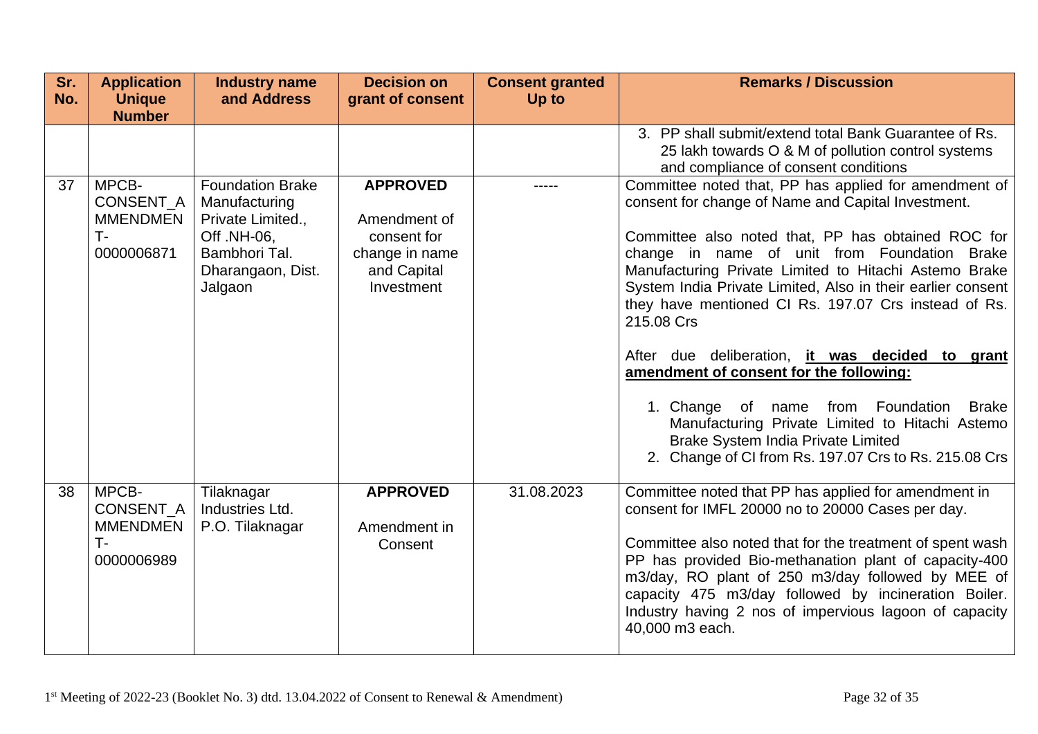| Sr. No. | Application Unique Number | Industry name and Address | Decision on grant of consent | Consent granted Up to | Remarks / Discussion |
|---|---|---|---|---|---|
| | | | | | 3. PP shall submit/extend total Bank Guarantee of Rs. 25 lakh towards O & M of pollution control systems and compliance of consent conditions |
| 37 | MPCB-CONSENT_AMMENDMENT-0000006871 | Foundation Brake Manufacturing Private Limited., Off .NH-06, Bambhori Tal. Dharangaon, Dist. Jalgaon | **APPROVED** <br><br> Amendment of consent for change in name and Capital Investment | ----- | Committee noted that, PP has applied for amendment of consent for change of Name and Capital Investment. <br><br> Committee also noted that, PP has obtained ROC for change in name of unit from Foundation Brake Manufacturing Private Limited to Hitachi Astemo Brake System India Private Limited, Also in their earlier consent they have mentioned CI Rs. 197.07 Crs instead of Rs. 215.08 Crs <br><br> After due deliberation, **it was decided to grant amendment of consent for the following:** <br><br> 1. Change of name from Foundation Brake Manufacturing Private Limited to Hitachi Astemo Brake System India Private Limited <br> 2. Change of CI from Rs. 197.07 Crs to Rs. 215.08 Crs |
| 38 | MPCB-CONSENT_AMMENDMENT-0000006989 | Tilaknagar Industries Ltd. P.O. Tilaknagar | **APPROVED** <br><br> Amendment in Consent | 31.08.2023 | Committee noted that PP has applied for amendment in consent for IMFL 20000 no to 20000 Cases per day. <br><br> Committee also noted that for the treatment of spent wash PP has provided Bio-methanation plant of capacity-400 m3/day, RO plant of 250 m3/day followed by MEE of capacity 475 m3/day followed by incineration Boiler. Industry having 2 nos of impervious lagoon of capacity 40,000 m3 each. |

1st Meeting of 2022-23 (Booklet No. 3) dtd. 13.04.2022 of Consent to Renewal & Amendment)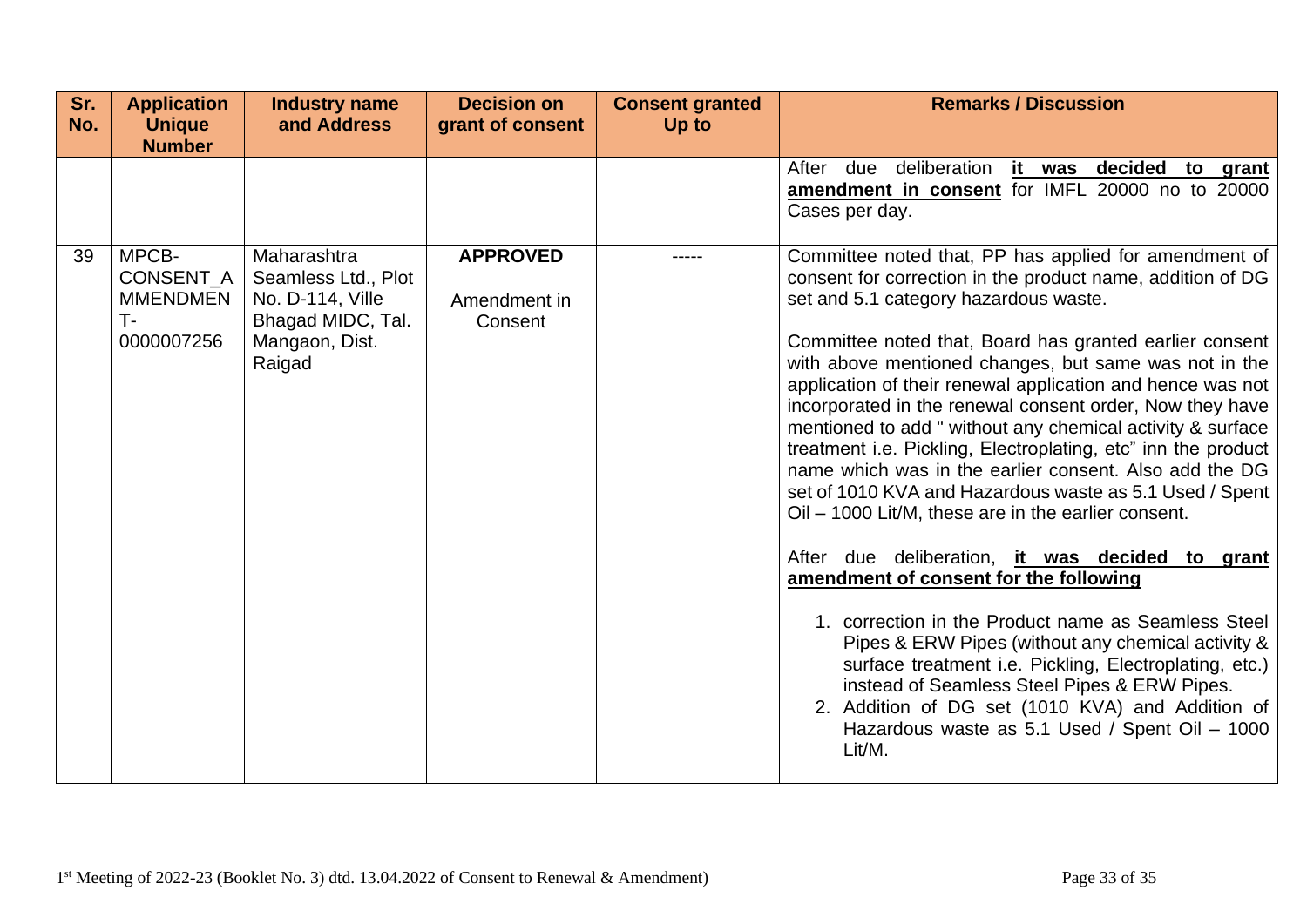| Sr. No. | Application Unique Number | Industry name and Address | Decision on grant of consent | Consent granted Up to | Remarks / Discussion |
|---|---|---|---|---|---|
| | | | | | After due deliberation **it was decided to grant amendment in consent** for IMFL 20000 no to 20000 Cases per day. |
| 39 | MPCB-CONSENT_AMMENDMENT-0000007256 | Maharashtra Seamless Ltd., Plot No. D-114, Ville Bhagad MIDC, Tal. Mangaon, Dist. Raigad | **APPROVED** Amendment in Consent | ----- | Committee noted that, PP has applied for amendment of consent for correction in the product name, addition of DG set and 5.1 category hazardous waste.<br><br>Committee noted that, Board has granted earlier consent with above mentioned changes, but same was not in the application of their renewal application and hence was not incorporated in the renewal consent order, Now they have mentioned to add " without any chemical activity & surface treatment i.e. Pickling, Electroplating, etc" inn the product name which was in the earlier consent. Also add the DG set of 1010 KVA and Hazardous waste as 5.1 Used / Spent Oil – 1000 Lit/M, these are in the earlier consent.<br><br>After due deliberation, **it was decided to grant amendment of consent for the following**<br><br>1. correction in the Product name as Seamless Steel Pipes & ERW Pipes (without any chemical activity & surface treatment i.e. Pickling, Electroplating, etc.) instead of Seamless Steel Pipes & ERW Pipes.<br>2. Addition of DG set (1010 KVA) and Addition of Hazardous waste as 5.1 Used / Spent Oil – 1000 Lit/M. |

1st Meeting of 2022-23 (Booklet No. 3) dtd. 13.04.2022 of Consent to Renewal & Amendment)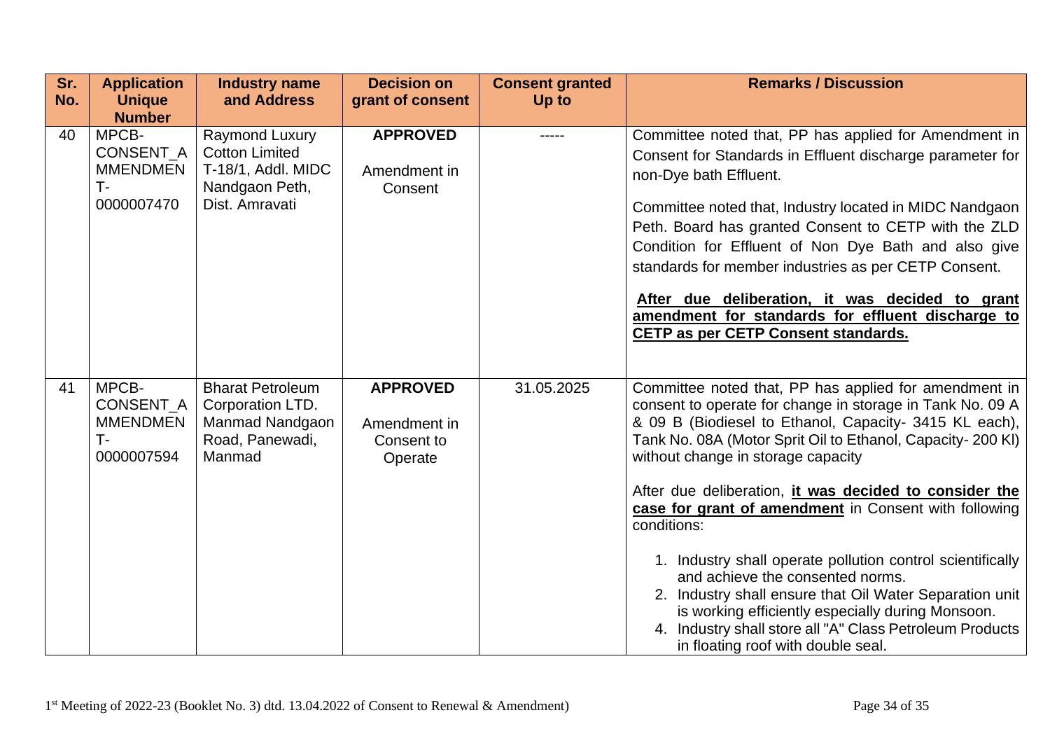| Sr. No. | Application Unique Number | Industry name and Address | Decision on grant of consent | Consent granted Up to | Remarks / Discussion |
|---|---|---|---|---|---|
| 40 | MPCB-CONSENT_AMMENDMENT-0000007470 | Raymond Luxury Cotton Limited T-18/1, Addl. MIDC Nandgaon Peth, Dist. Amravati | **APPROVED**<br><br>Amendment in Consent | ----- | Committee noted that, PP has applied for Amendment in Consent for Standards in Effluent discharge parameter for non-Dye bath Effluent.<br><br>Committee noted that, Industry located in MIDC Nandgaon Peth. Board has granted Consent to CETP with the ZLD Condition for Effluent of Non Dye Bath and also give standards for member industries as per CETP Consent.<br><br>**After due deliberation, it was decided to grant amendment for standards for effluent discharge to CETP as per CETP Consent standards.** |
| 41 | MPCB-CONSENT_AMMENDMENT-0000007594 | Bharat Petroleum Corporation LTD. Manmad Nandgaon Road, Panewadi, Manmad | **APPROVED**<br><br>Amendment in Consent to Operate | 31.05.2025 | Committee noted that, PP has applied for amendment in consent to operate for change in storage in Tank No. 09 A & 09 B (Biodiesel to Ethanol, Capacity- 3415 KL each), Tank No. 08A (Motor Sprit Oil to Ethanol, Capacity- 200 Kl) without change in storage capacity<br><br>After due deliberation, **it was decided to consider the case for grant of amendment** in Consent with following conditions:<br><br>1. Industry shall operate pollution control scientifically and achieve the consented norms.<br>2. Industry shall ensure that Oil Water Separation unit is working efficiently especially during Monsoon.<br>4. Industry shall store all "A" Class Petroleum Products in floating roof with double seal. |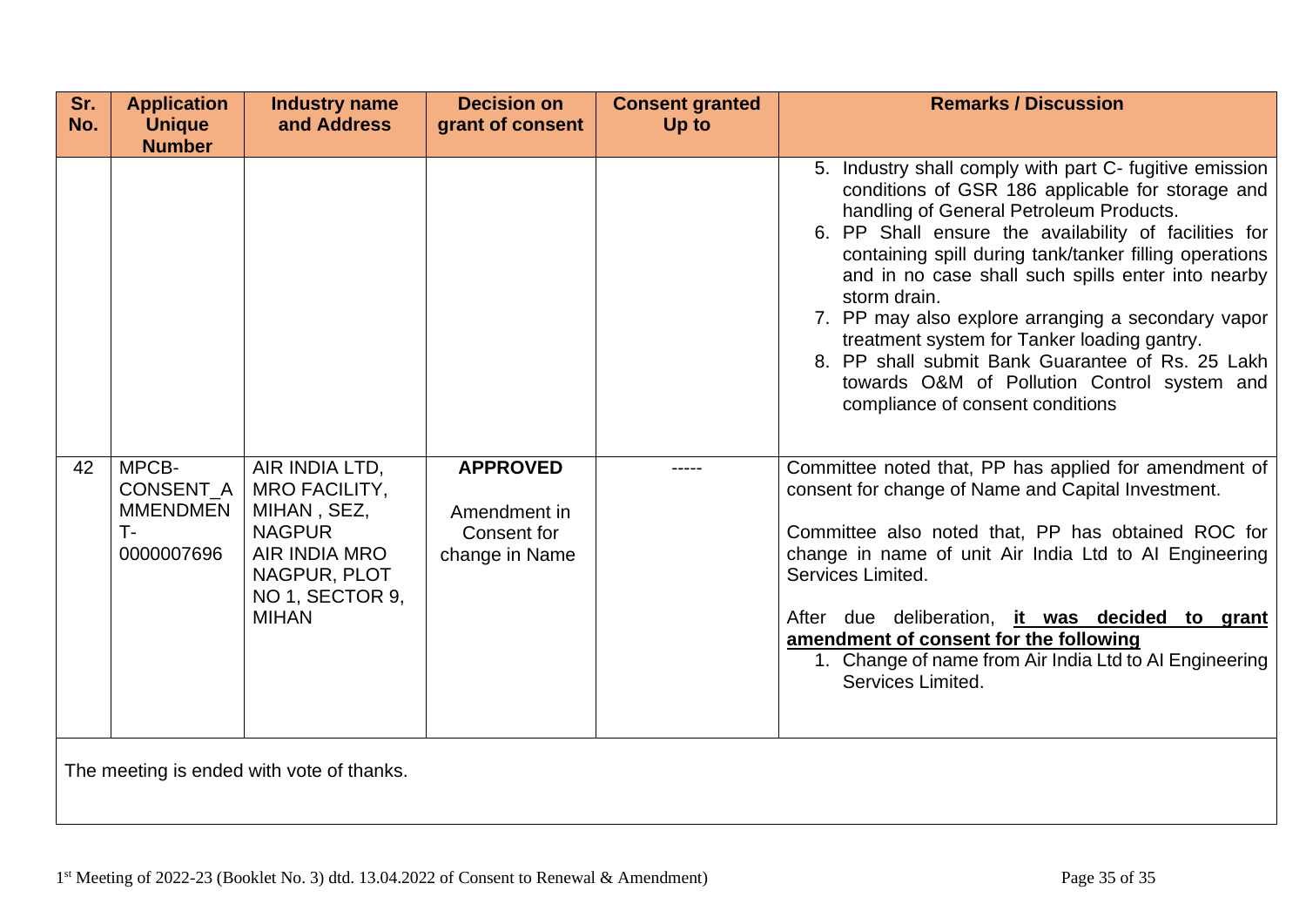| Sr. No. | Application Unique Number | Industry name and Address | Decision on grant of consent | Consent granted Up to | Remarks / Discussion |
|---|---|---|---|---|---|
| | | | | | 5. Industry shall comply with part C- fugitive emission conditions of GSR 186 applicable for storage and handling of General Petroleum Products.<br>6. PP Shall ensure the availability of facilities for containing spill during tank/tanker filling operations and in no case shall such spills enter into nearby storm drain.<br>7. PP may also explore arranging a secondary vapor treatment system for Tanker loading gantry.<br>8. PP shall submit Bank Guarantee of Rs. 25 Lakh towards O&M of Pollution Control system and compliance of consent conditions |
| 42 | MPCB-CONSENT_AMMENDMENT-0000007696 | AIR INDIA LTD, MRO FACILITY, MIHAN , SEZ, NAGPUR AIR INDIA MRO NAGPUR, PLOT NO 1, SECTOR 9, MIHAN | **APPROVED**<br><br>Amendment in Consent for change in Name | ----- | Committee noted that, PP has applied for amendment of consent for change of Name and Capital Investment.<br><br>Committee also noted that, PP has obtained ROC for change in name of unit Air India Ltd to AI Engineering Services Limited.<br><br>After due deliberation, **it was decided to grant amendment of consent for the following**<br>1. Change of name from Air India Ltd to AI Engineering Services Limited. |

The meeting is ended with vote of thanks.